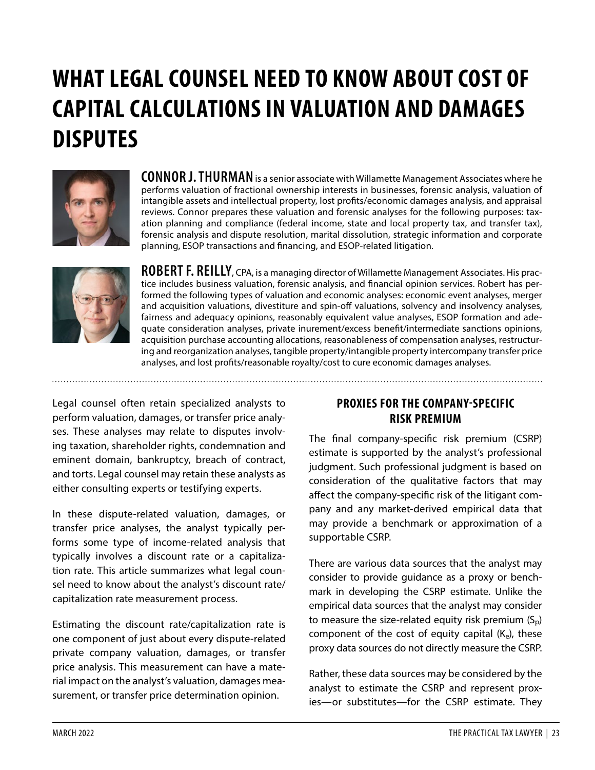# WHAT LEGAL COUNSEL NEED TO KNOW ABOUT COST OF CAPITAL CALCULATIONS IN VALUATION AND DAMAGES DISPUTES

**CONNOR J. THURMAN** is a senior associate with Willamette Management Associates where he performs valuation of fractional ownership interests in businesses, forensic analysis, valuation of intangible assets and intellectual property, lost profits/economic damages analysis, and appraisal reviews. Connor prepares these valuation and forensic analyses for the following purposes: taxation planning and compliance (federal income, state and local property tax, and transfer tax), forensic analysis and dispute resolution, marital dissolution, strategic information and corporate planning, ESOP transactions and financing, and ESOP-related litigation.

**ROBERT F. REILLY**, CPA, is a managing director of Willamette Management Associates. His practice includes business valuation, forensic analysis, and financial opinion services. Robert has performed the following types of valuation and economic analyses: economic event analyses, merger and acquisition valuations, divestiture and spin-off valuations, solvency and insolvency analyses, fairness and adequacy opinions, reasonably equivalent value analyses, ESOP formation and adequate consideration analyses, private inurement/excess benefit/intermediate sanctions opinions, acquisition purchase accounting allocations, reasonableness of compensation analyses, restructuring and reorganization analyses, tangible property/intangible property intercompany transfer price analyses, and lost profits/reasonable royalty/cost to cure economic damages analyses.

Legal counsel often retain specialized analysts to perform valuation, damages, or transfer price analyses. These analyses may relate to disputes involving taxation, shareholder rights, condemnation and eminent domain, bankruptcy, breach of contract, and torts. Legal counsel may retain these analysts as either consulting experts or testifying experts.

In these dispute-related valuation, damages, or transfer price analyses, the analyst typically performs some type of income-related analysis that typically involves a discount rate or a capitalization rate. This article summarizes what legal counsel need to know about the analyst's discount rate/capitalization rate measurement process.

Estimating the discount rate/capitalization rate is one component of just about every dispute-related private company valuation, damages, or transfer price analysis. This measurement can have a material impact on the analyst's valuation, damages measurement, or transfer price determination opinion.

## PROXIES FOR THE COMPANY-SPECIFIC RISK PREMIUM

The final company-specific risk premium (CSRP) estimate is supported by the analyst's professional judgment. Such professional judgment is based on consideration of the qualitative factors that may affect the company-specific risk of the litigant company and any market-derived empirical data that may provide a benchmark or approximation of a supportable CSRP.

There are various data sources that the analyst may consider to provide guidance as a proxy or benchmark in developing the CSRP estimate. Unlike the empirical data sources that the analyst may consider to measure the size-related equity risk premium ($S_p$) component of the cost of equity capital ($K_e$), these proxy data sources do not directly measure the CSRP.

Rather, these data sources may be considered by the analyst to estimate the CSRP and represent proxies—or substitutes—for the CSRP estimate. They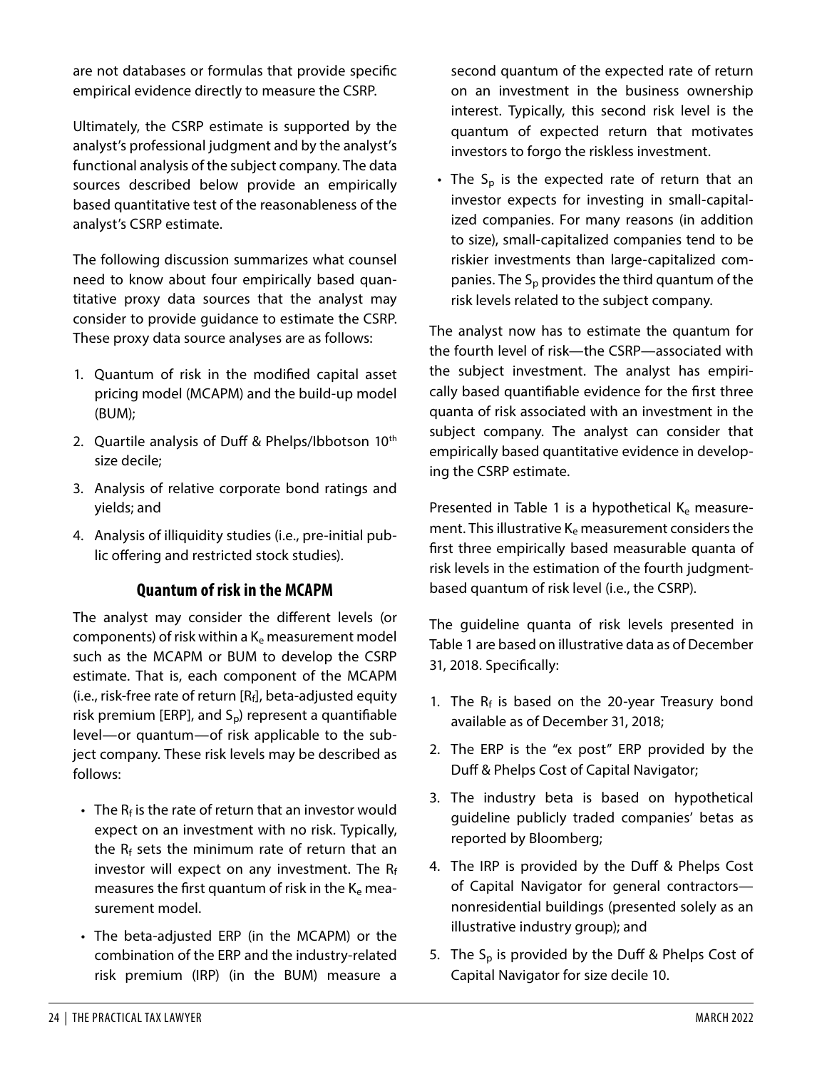are not databases or formulas that provide specific empirical evidence directly to measure the CSRP.

Ultimately, the CSRP estimate is supported by the analyst's professional judgment and by the analyst's functional analysis of the subject company. The data sources described below provide an empirically based quantitative test of the reasonableness of the analyst's CSRP estimate.

The following discussion summarizes what counsel need to know about four empirically based quantitative proxy data sources that the analyst may consider to provide guidance to estimate the CSRP. These proxy data source analyses are as follows:

1. Quantum of risk in the modified capital asset pricing model (MCAPM) and the build-up model (BUM);
2. Quartile analysis of Duff & Phelps/Ibbotson 10th size decile;
3. Analysis of relative corporate bond ratings and yields; and
4. Analysis of illiquidity studies (i.e., pre-initial public offering and restricted stock studies).

## Quantum of risk in the MCAPM

The analyst may consider the different levels (or components) of risk within a $K_e$ measurement model such as the MCAPM or BUM to develop the CSRP estimate. That is, each component of the MCAPM (i.e., risk-free rate of return [$R_f$], beta-adjusted equity risk premium [ERP], and $S_p$) represent a quantifiable level—or quantum—of risk applicable to the subject company. These risk levels may be described as follows:

- The $R_f$ is the rate of return that an investor would expect on an investment with no risk. Typically, the $R_f$ sets the minimum rate of return that an investor will expect on any investment. The $R_f$ measures the first quantum of risk in the $K_e$ measurement model.
- The beta-adjusted ERP (in the MCAPM) or the combination of the ERP and the industry-related risk premium (IRP) (in the BUM) measure a second quantum of the expected rate of return on an investment in the business ownership interest. Typically, this second risk level is the quantum of expected return that motivates investors to forgo the riskless investment.
- The $S_p$ is the expected rate of return that an investor expects for investing in small-capitalized companies. For many reasons (in addition to size), small-capitalized companies tend to be riskier investments than large-capitalized companies. The $S_p$ provides the third quantum of the risk levels related to the subject company.

The analyst now has to estimate the quantum for the fourth level of risk—the CSRP—associated with the subject investment. The analyst has empirically based quantifiable evidence for the first three quanta of risk associated with an investment in the subject company. The analyst can consider that empirically based quantitative evidence in developing the CSRP estimate.

Presented in Table 1 is a hypothetical $K_e$ measurement. This illustrative $K_e$ measurement considers the first three empirically based measurable quanta of risk levels in the estimation of the fourth judgment-based quantum of risk level (i.e., the CSRP).

The guideline quanta of risk levels presented in Table 1 are based on illustrative data as of December 31, 2018. Specifically:

1. The $R_f$ is based on the 20-year Treasury bond available as of December 31, 2018;
2. The ERP is the "ex post" ERP provided by the Duff & Phelps Cost of Capital Navigator;
3. The industry beta is based on hypothetical guideline publicly traded companies' betas as reported by Bloomberg;
4. The IRP is provided by the Duff & Phelps Cost of Capital Navigator for general contractors—nonresidential buildings (presented solely as an illustrative industry group); and
5. The $S_p$ is provided by the Duff & Phelps Cost of Capital Navigator for size decile 10.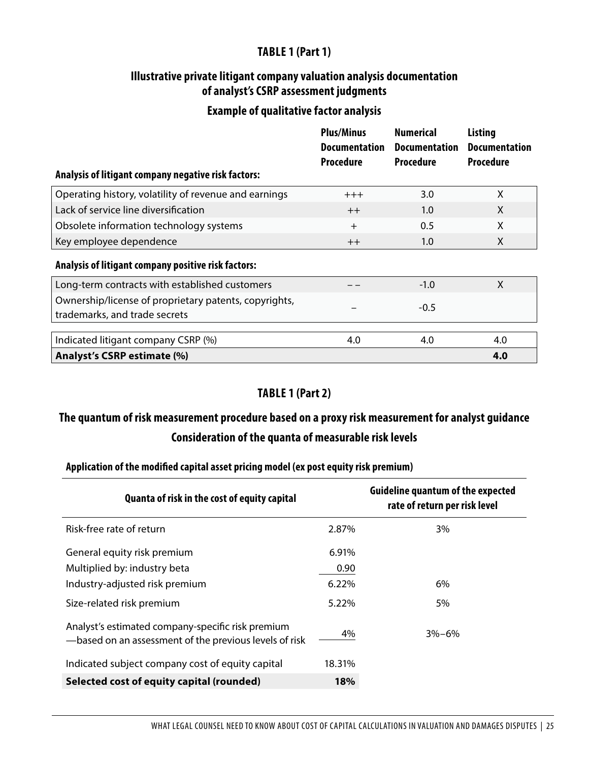## TABLE 1 (Part 1)

### Illustrative private litigant company valuation analysis documentation of analyst's CSRP assessment judgments

### Example of qualitative factor analysis

| Analysis of litigant company negative risk factors: | Plus/Minus Documentation Procedure | Numerical Documentation Procedure | Listing Documentation Procedure |
|---|---|---|---|
| Operating history, volatility of revenue and earnings | +++ | 3.0 | X |
| Lack of service line diversification | ++ | 1.0 | X |
| Obsolete information technology systems | + | 0.5 | X |
| Key employee dependence | ++ | 1.0 | X |
| **Analysis of litigant company positive risk factors:** | | | |
| Long-term contracts with established customers | – – | -1.0 | X |
| Ownership/license of proprietary patents, copyrights, trademarks, and trade secrets | – | -0.5 | |
| Indicated litigant company CSRP (%) | 4.0 | 4.0 | 4.0 |
| **Analyst's CSRP estimate (%)** | | | **4.0** |

## TABLE 1 (Part 2)

### The quantum of risk measurement procedure based on a proxy risk measurement for analyst guidance

### Consideration of the quanta of measurable risk levels

**Application of the modified capital asset pricing model (ex post equity risk premium)**

| Quanta of risk in the cost of equity capital | | Guideline quantum of the expected rate of return per risk level |
|---|---|---|
| Risk-free rate of return | 2.87% | 3% |
| General equity risk premium | 6.91% | |
| Multiplied by: industry beta | 0.90 | |
| Industry-adjusted risk premium | 6.22% | 6% |
| Size-related risk premium | 5.22% | 5% |
| Analyst's estimated company-specific risk premium —based on an assessment of the previous levels of risk | 4% | 3%–6% |
| Indicated subject company cost of equity capital | 18.31% | |
| **Selected cost of equity capital (rounded)** | **18%** | |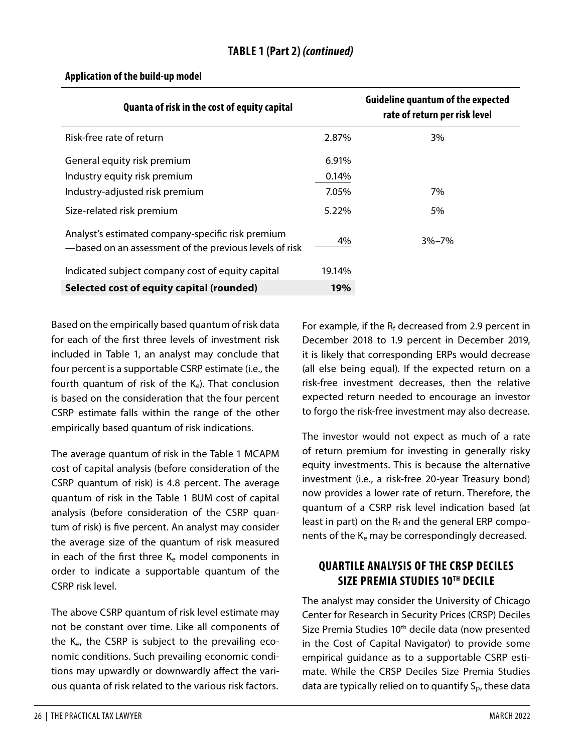**TABLE 1 (Part 2) *(continued)***

**Application of the build-up model**

| Quanta of risk in the cost of equity capital | | Guideline quantum of the expected rate of return per risk level |
|---|---|---|
| Risk-free rate of return | 2.87% | 3% |
| General equity risk premium | 6.91% | |
| Industry equity risk premium | 0.14% | |
| Industry-adjusted risk premium | 7.05% | 7% |
| Size-related risk premium | 5.22% | 5% |
| Analyst's estimated company-specific risk premium—based on an assessment of the previous levels of risk | 4% | 3%–7% |
| Indicated subject company cost of equity capital | 19.14% | |
| **Selected cost of equity capital (rounded)** | **19%** | |

Based on the empirically based quantum of risk data for each of the first three levels of investment risk included in Table 1, an analyst may conclude that four percent is a supportable CSRP estimate (i.e., the fourth quantum of risk of the $K_e$). That conclusion is based on the consideration that the four percent CSRP estimate falls within the range of the other empirically based quantum of risk indications.

The average quantum of risk in the Table 1 MCAPM cost of capital analysis (before consideration of the CSRP quantum of risk) is 4.8 percent. The average quantum of risk in the Table 1 BUM cost of capital analysis (before consideration of the CSRP quantum of risk) is five percent. An analyst may consider the average size of the quantum of risk measured in each of the first three $K_e$ model components in order to indicate a supportable quantum of the CSRP risk level.

The above CSRP quantum of risk level estimate may not be constant over time. Like all components of the $K_e$, the CSRP is subject to the prevailing economic conditions. Such prevailing economic conditions may upwardly or downwardly affect the various quanta of risk related to the various risk factors.

For example, if the $R_f$ decreased from 2.9 percent in December 2018 to 1.9 percent in December 2019, it is likely that corresponding ERPs would decrease (all else being equal). If the expected return on a risk-free investment decreases, then the relative expected return needed to encourage an investor to forgo the risk-free investment may also decrease.

The investor would not expect as much of a rate of return premium for investing in generally risky equity investments. This is because the alternative investment (i.e., a risk-free 20-year Treasury bond) now provides a lower rate of return. Therefore, the quantum of a CSRP risk level indication based (at least in part) on the $R_f$ and the general ERP components of the $K_e$ may be correspondingly decreased.

## QUARTILE ANALYSIS OF THE CRSP DECILES SIZE PREMIA STUDIES 10TH DECILE

The analyst may consider the University of Chicago Center for Research in Security Prices (CRSP) Deciles Size Premia Studies 10th decile data (now presented in the Cost of Capital Navigator) to provide some empirical guidance as to a supportable CSRP estimate. While the CRSP Deciles Size Premia Studies data are typically relied on to quantify $S_p$, these data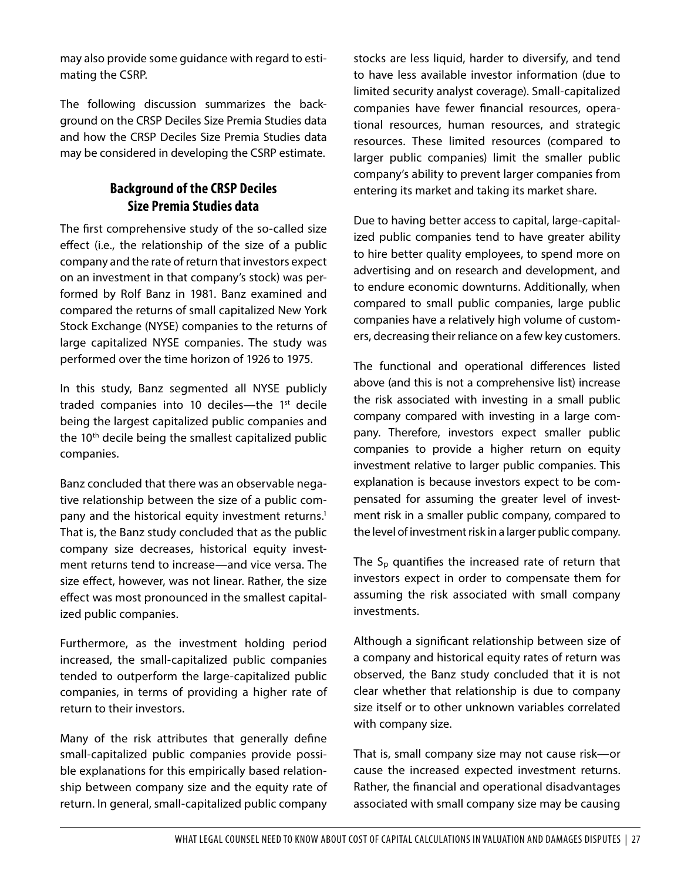may also provide some guidance with regard to estimating the CSRP.

The following discussion summarizes the background on the CRSP Deciles Size Premia Studies data and how the CRSP Deciles Size Premia Studies data may be considered in developing the CSRP estimate.

## Background of the CRSP Deciles Size Premia Studies data

The first comprehensive study of the so-called size effect (i.e., the relationship of the size of a public company and the rate of return that investors expect on an investment in that company's stock) was performed by Rolf Banz in 1981. Banz examined and compared the returns of small capitalized New York Stock Exchange (NYSE) companies to the returns of large capitalized NYSE companies. The study was performed over the time horizon of 1926 to 1975.

In this study, Banz segmented all NYSE publicly traded companies into 10 deciles—the 1st decile being the largest capitalized public companies and the 10th decile being the smallest capitalized public companies.

Banz concluded that there was an observable negative relationship between the size of a public company and the historical equity investment returns.[1] That is, the Banz study concluded that as the public company size decreases, historical equity investment returns tend to increase—and vice versa. The size effect, however, was not linear. Rather, the size effect was most pronounced in the smallest capitalized public companies.

Furthermore, as the investment holding period increased, the small-capitalized public companies tended to outperform the large-capitalized public companies, in terms of providing a higher rate of return to their investors.

Many of the risk attributes that generally define small-capitalized public companies provide possible explanations for this empirically based relationship between company size and the equity rate of return. In general, small-capitalized public company stocks are less liquid, harder to diversify, and tend to have less available investor information (due to limited security analyst coverage). Small-capitalized companies have fewer financial resources, operational resources, human resources, and strategic resources. These limited resources (compared to larger public companies) limit the smaller public company's ability to prevent larger companies from entering its market and taking its market share.

Due to having better access to capital, large-capitalized public companies tend to have greater ability to hire better quality employees, to spend more on advertising and on research and development, and to endure economic downturns. Additionally, when compared to small public companies, large public companies have a relatively high volume of customers, decreasing their reliance on a few key customers.

The functional and operational differences listed above (and this is not a comprehensive list) increase the risk associated with investing in a small public company compared with investing in a large company. Therefore, investors expect smaller public companies to provide a higher return on equity investment relative to larger public companies. This explanation is because investors expect to be compensated for assuming the greater level of investment risk in a smaller public company, compared to the level of investment risk in a larger public company.

The $S_p$ quantifies the increased rate of return that investors expect in order to compensate them for assuming the risk associated with small company investments.

Although a significant relationship between size of a company and historical equity rates of return was observed, the Banz study concluded that it is not clear whether that relationship is due to company size itself or to other unknown variables correlated with company size.

That is, small company size may not cause risk—or cause the increased expected investment returns. Rather, the financial and operational disadvantages associated with small company size may be causing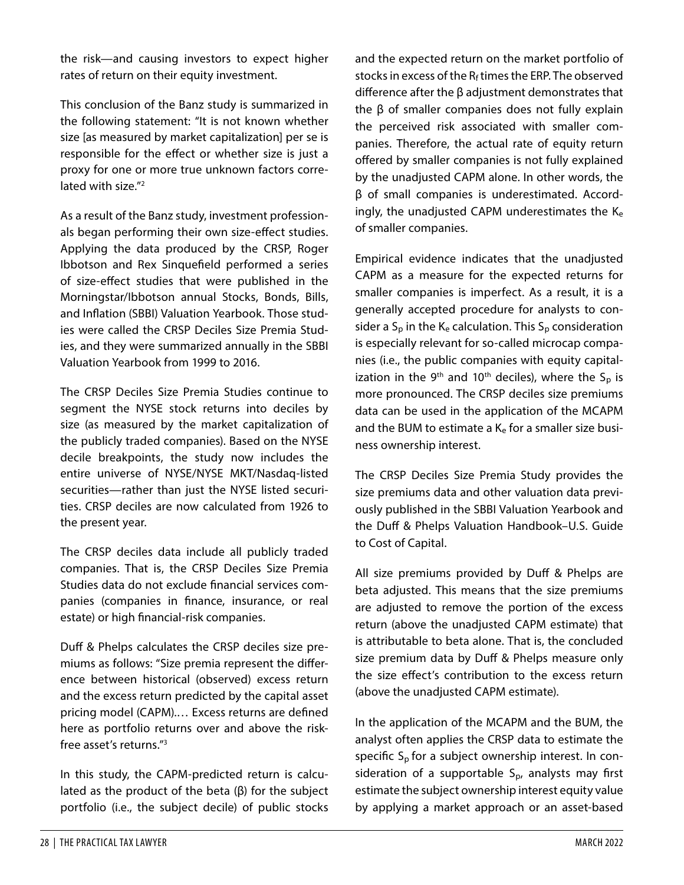the risk—and causing investors to expect higher rates of return on their equity investment.

This conclusion of the Banz study is summarized in the following statement: "It is not known whether size [as measured by market capitalization] per se is responsible for the effect or whether size is just a proxy for one or more true unknown factors correlated with size."[2]

As a result of the Banz study, investment professionals began performing their own size-effect studies. Applying the data produced by the CRSP, Roger Ibbotson and Rex Sinquefield performed a series of size-effect studies that were published in the Morningstar/Ibbotson annual Stocks, Bonds, Bills, and Inflation (SBBI) Valuation Yearbook. Those studies were called the CRSP Deciles Size Premia Studies, and they were summarized annually in the SBBI Valuation Yearbook from 1999 to 2016.

The CRSP Deciles Size Premia Studies continue to segment the NYSE stock returns into deciles by size (as measured by the market capitalization of the publicly traded companies). Based on the NYSE decile breakpoints, the study now includes the entire universe of NYSE/NYSE MKT/Nasdaq-listed securities—rather than just the NYSE listed securities. CRSP deciles are now calculated from 1926 to the present year.

The CRSP deciles data include all publicly traded companies. That is, the CRSP Deciles Size Premia Studies data do not exclude financial services companies (companies in finance, insurance, or real estate) or high financial-risk companies.

Duff & Phelps calculates the CRSP deciles size premiums as follows: "Size premia represent the difference between historical (observed) excess return and the excess return predicted by the capital asset pricing model (CAPM).… Excess returns are defined here as portfolio returns over and above the risk-free asset's returns."[3]

In this study, the CAPM-predicted return is calculated as the product of the beta (β) for the subject portfolio (i.e., the subject decile) of public stocks and the expected return on the market portfolio of stocks in excess of the $R_f$ times the ERP. The observed difference after the β adjustment demonstrates that the β of smaller companies does not fully explain the perceived risk associated with smaller companies. Therefore, the actual rate of equity return offered by smaller companies is not fully explained by the unadjusted CAPM alone. In other words, the β of small companies is underestimated. Accordingly, the unadjusted CAPM underestimates the $K_e$ of smaller companies.

Empirical evidence indicates that the unadjusted CAPM as a measure for the expected returns for smaller companies is imperfect. As a result, it is a generally accepted procedure for analysts to consider a $S_p$ in the $K_e$ calculation. This $S_p$ consideration is especially relevant for so-called microcap companies (i.e., the public companies with equity capitalization in the 9th and 10th deciles), where the $S_p$ is more pronounced. The CRSP deciles size premiums data can be used in the application of the MCAPM and the BUM to estimate a $K_e$ for a smaller size business ownership interest.

The CRSP Deciles Size Premia Study provides the size premiums data and other valuation data previously published in the SBBI Valuation Yearbook and the Duff & Phelps Valuation Handbook–U.S. Guide to Cost of Capital.

All size premiums provided by Duff & Phelps are beta adjusted. This means that the size premiums are adjusted to remove the portion of the excess return (above the unadjusted CAPM estimate) that is attributable to beta alone. That is, the concluded size premium data by Duff & Phelps measure only the size effect's contribution to the excess return (above the unadjusted CAPM estimate).

In the application of the MCAPM and the BUM, the analyst often applies the CRSP data to estimate the specific $S_p$ for a subject ownership interest. In consideration of a supportable $S_p$, analysts may first estimate the subject ownership interest equity value by applying a market approach or an asset-based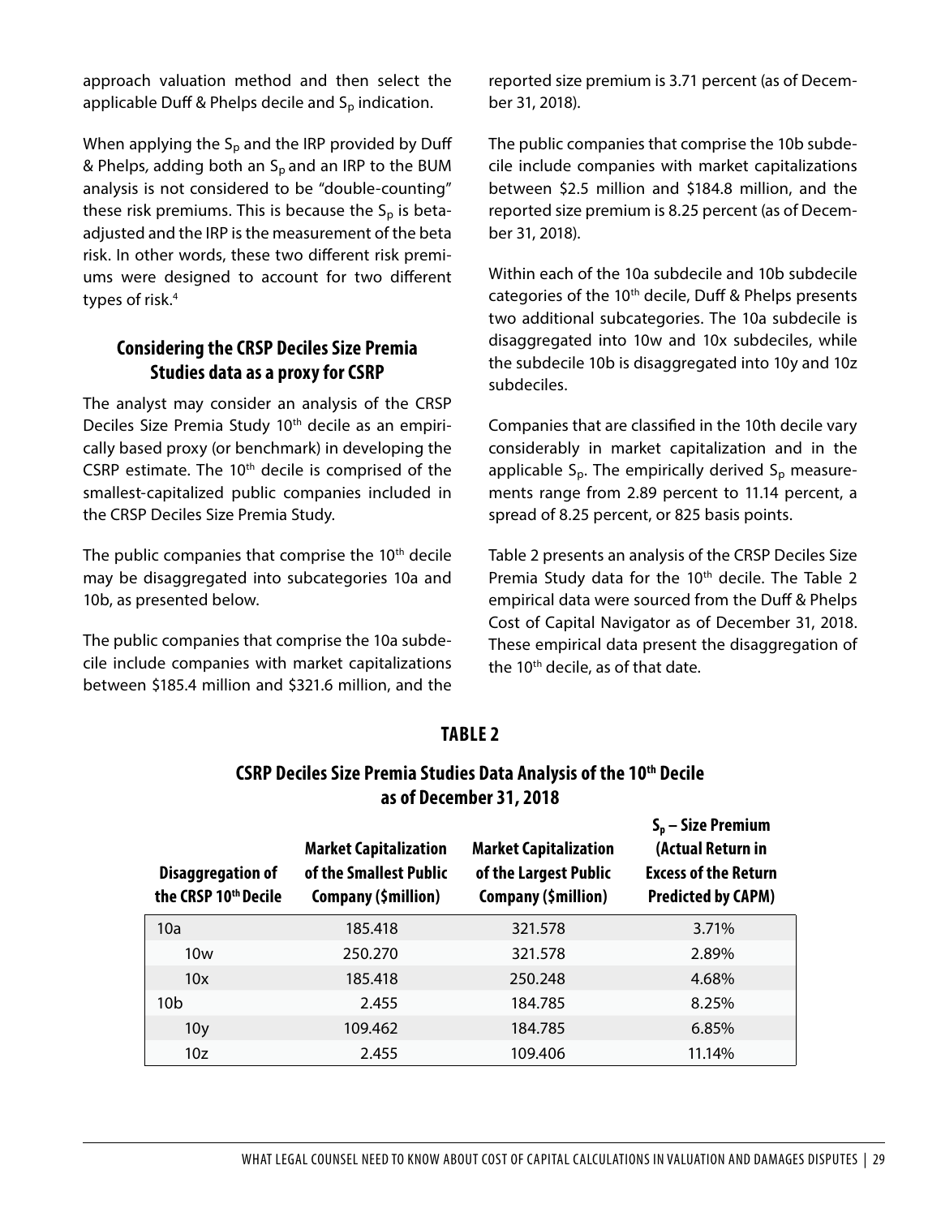approach valuation method and then select the applicable Duff & Phelps decile and $S_p$ indication.

When applying the $S_p$ and the IRP provided by Duff & Phelps, adding both an $S_p$ and an IRP to the BUM analysis is not considered to be "double-counting" these risk premiums. This is because the $S_p$ is beta-adjusted and the IRP is the measurement of the beta risk. In other words, these two different risk premiums were designed to account for two different types of risk.[4]

### Considering the CRSP Deciles Size Premia Studies data as a proxy for CSRP

The analyst may consider an analysis of the CRSP Deciles Size Premia Study 10th decile as an empirically based proxy (or benchmark) in developing the CSRP estimate. The 10th decile is comprised of the smallest-capitalized public companies included in the CRSP Deciles Size Premia Study.

The public companies that comprise the 10th decile may be disaggregated into subcategories 10a and 10b, as presented below.

The public companies that comprise the 10a subdecile include companies with market capitalizations between \$185.4 million and \$321.6 million, and the reported size premium is 3.71 percent (as of December 31, 2018).

The public companies that comprise the 10b subdecile include companies with market capitalizations between \$2.5 million and \$184.8 million, and the reported size premium is 8.25 percent (as of December 31, 2018).

Within each of the 10a subdecile and 10b subdecile categories of the 10th decile, Duff & Phelps presents two additional subcategories. The 10a subdecile is disaggregated into 10w and 10x subdeciles, while the subdecile 10b is disaggregated into 10y and 10z subdeciles.

Companies that are classified in the 10th decile vary considerably in market capitalization and in the applicable $S_p$. The empirically derived $S_p$ measurements range from 2.89 percent to 11.14 percent, a spread of 8.25 percent, or 825 basis points.

Table 2 presents an analysis of the CRSP Deciles Size Premia Study data for the 10th decile. The Table 2 empirical data were sourced from the Duff & Phelps Cost of Capital Navigator as of December 31, 2018. These empirical data present the disaggregation of the 10th decile, as of that date.

**TABLE 2**

**CSRP Deciles Size Premia Studies Data Analysis of the 10th Decile as of December 31, 2018**

| Disaggregation of the CRSP 10th Decile | Market Capitalization of the Smallest Public Company (\$million) | Market Capitalization of the Largest Public Company (\$million) | $S_p$ – Size Premium (Actual Return in Excess of the Return Predicted by CAPM) |
|---|---|---|---|
| 10a | 185.418 | 321.578 | 3.71% |
| 10w | 250.270 | 321.578 | 2.89% |
| 10x | 185.418 | 250.248 | 4.68% |
| 10b | 2.455 | 184.785 | 8.25% |
| 10y | 109.462 | 184.785 | 6.85% |
| 10z | 2.455 | 109.406 | 11.14% |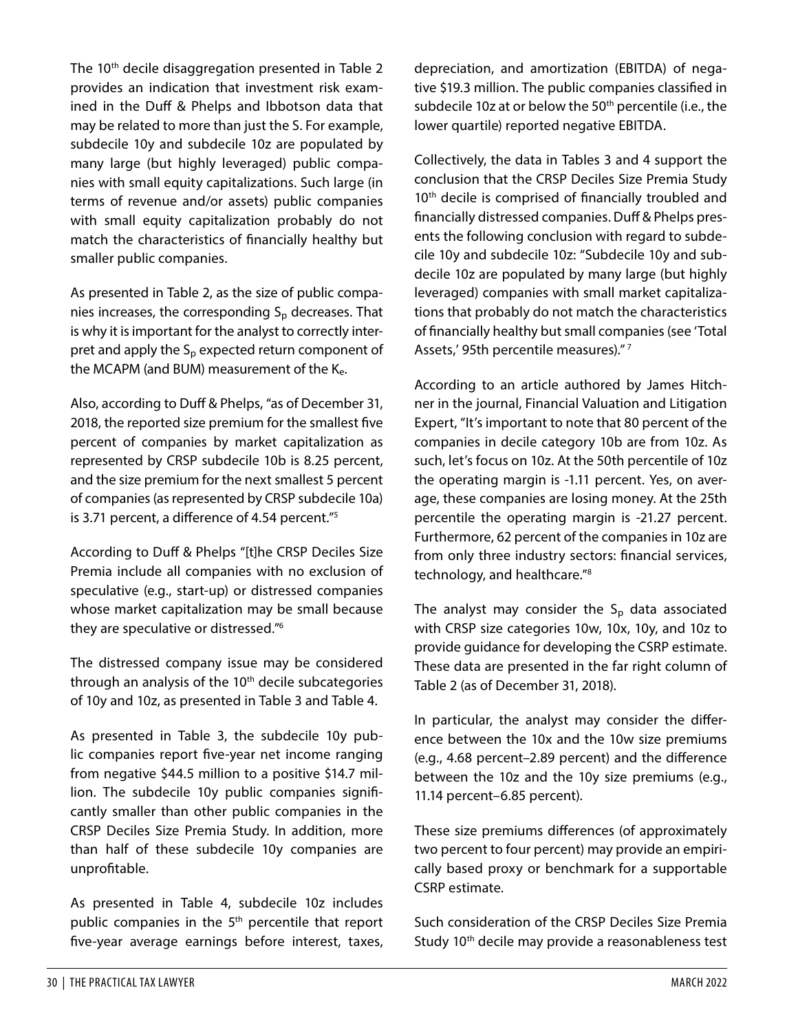The 10th decile disaggregation presented in Table 2 provides an indication that investment risk examined in the Duff & Phelps and Ibbotson data that may be related to more than just the S. For example, subdecile 10y and subdecile 10z are populated by many large (but highly leveraged) public companies with small equity capitalizations. Such large (in terms of revenue and/or assets) public companies with small equity capitalization probably do not match the characteristics of financially healthy but smaller public companies.

As presented in Table 2, as the size of public companies increases, the corresponding $S_p$ decreases. That is why it is important for the analyst to correctly interpret and apply the $S_p$ expected return component of the MCAPM (and BUM) measurement of the $K_e$.

Also, according to Duff & Phelps, "as of December 31, 2018, the reported size premium for the smallest five percent of companies by market capitalization as represented by CRSP subdecile 10b is 8.25 percent, and the size premium for the next smallest 5 percent of companies (as represented by CRSP subdecile 10a) is 3.71 percent, a difference of 4.54 percent."[5]

According to Duff & Phelps "[t]he CRSP Deciles Size Premia include all companies with no exclusion of speculative (e.g., start-up) or distressed companies whose market capitalization may be small because they are speculative or distressed."[6]

The distressed company issue may be considered through an analysis of the 10th decile subcategories of 10y and 10z, as presented in Table 3 and Table 4.

As presented in Table 3, the subdecile 10y public companies report five-year net income ranging from negative $44.5 million to a positive $14.7 million. The subdecile 10y public companies significantly smaller than other public companies in the CRSP Deciles Size Premia Study. In addition, more than half of these subdecile 10y companies are unprofitable.

As presented in Table 4, subdecile 10z includes public companies in the 5th percentile that report five-year average earnings before interest, taxes, depreciation, and amortization (EBITDA) of negative $19.3 million. The public companies classified in subdecile 10z at or below the 50th percentile (i.e., the lower quartile) reported negative EBITDA.

Collectively, the data in Tables 3 and 4 support the conclusion that the CRSP Deciles Size Premia Study 10th decile is comprised of financially troubled and financially distressed companies. Duff & Phelps presents the following conclusion with regard to subdecile 10y and subdecile 10z: "Subdecile 10y and subdecile 10z are populated by many large (but highly leveraged) companies with small market capitalizations that probably do not match the characteristics of financially healthy but small companies (see 'Total Assets,' 95th percentile measures)."[7]

According to an article authored by James Hitchner in the journal, Financial Valuation and Litigation Expert, "It's important to note that 80 percent of the companies in decile category 10b are from 10z. As such, let's focus on 10z. At the 50th percentile of 10z the operating margin is -1.11 percent. Yes, on average, these companies are losing money. At the 25th percentile the operating margin is -21.27 percent. Furthermore, 62 percent of the companies in 10z are from only three industry sectors: financial services, technology, and healthcare."[8]

The analyst may consider the $S_p$ data associated with CRSP size categories 10w, 10x, 10y, and 10z to provide guidance for developing the CSRP estimate. These data are presented in the far right column of Table 2 (as of December 31, 2018).

In particular, the analyst may consider the difference between the 10x and the 10w size premiums (e.g., 4.68 percent–2.89 percent) and the difference between the 10z and the 10y size premiums (e.g., 11.14 percent–6.85 percent).

These size premiums differences (of approximately two percent to four percent) may provide an empirically based proxy or benchmark for a supportable CSRP estimate.

Such consideration of the CRSP Deciles Size Premia Study 10th decile may provide a reasonableness test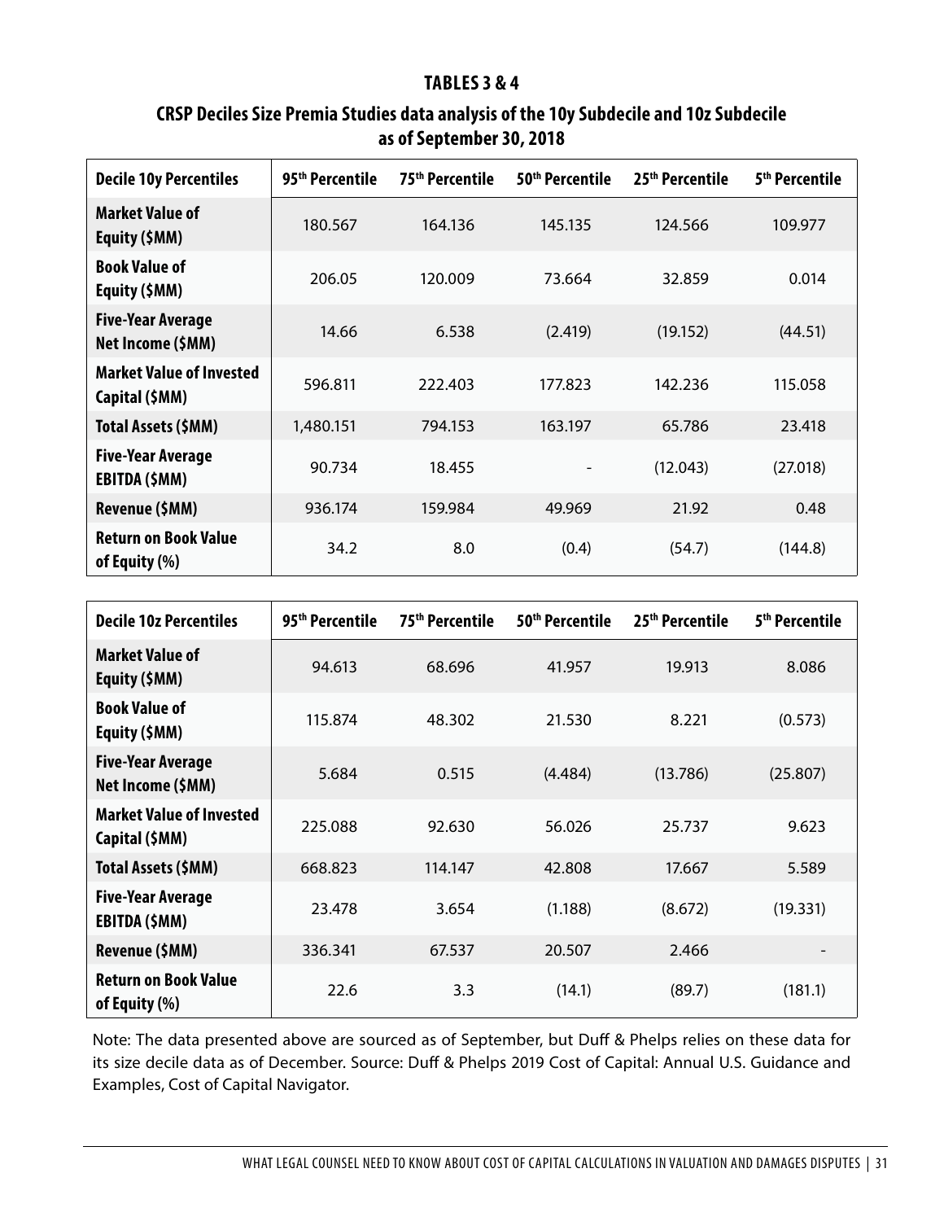## TABLES 3 & 4

### CRSP Deciles Size Premia Studies data analysis of the 10y Subdecile and 10z Subdecile as of September 30, 2018

| Decile 10y Percentiles | 95th Percentile | 75th Percentile | 50th Percentile | 25th Percentile | 5th Percentile |
|---|---|---|---|---|---|
| Market Value of Equity ($MM) | 180.567 | 164.136 | 145.135 | 124.566 | 109.977 |
| Book Value of Equity ($MM) | 206.05 | 120.009 | 73.664 | 32.859 | 0.014 |
| Five-Year Average Net Income ($MM) | 14.66 | 6.538 | (2.419) | (19.152) | (44.51) |
| Market Value of Invested Capital ($MM) | 596.811 | 222.403 | 177.823 | 142.236 | 115.058 |
| Total Assets ($MM) | 1,480.151 | 794.153 | 163.197 | 65.786 | 23.418 |
| Five-Year Average EBITDA ($MM) | 90.734 | 18.455 | - | (12.043) | (27.018) |
| Revenue ($MM) | 936.174 | 159.984 | 49.969 | 21.92 | 0.48 |
| Return on Book Value of Equity (%) | 34.2 | 8.0 | (0.4) | (54.7) | (144.8) |

| Decile 10z Percentiles | 95th Percentile | 75th Percentile | 50th Percentile | 25th Percentile | 5th Percentile |
|---|---|---|---|---|---|
| Market Value of Equity ($MM) | 94.613 | 68.696 | 41.957 | 19.913 | 8.086 |
| Book Value of Equity ($MM) | 115.874 | 48.302 | 21.530 | 8.221 | (0.573) |
| Five-Year Average Net Income ($MM) | 5.684 | 0.515 | (4.484) | (13.786) | (25.807) |
| Market Value of Invested Capital ($MM) | 225.088 | 92.630 | 56.026 | 25.737 | 9.623 |
| Total Assets ($MM) | 668.823 | 114.147 | 42.808 | 17.667 | 5.589 |
| Five-Year Average EBITDA ($MM) | 23.478 | 3.654 | (1.188) | (8.672) | (19.331) |
| Revenue ($MM) | 336.341 | 67.537 | 20.507 | 2.466 | - |
| Return on Book Value of Equity (%) | 22.6 | 3.3 | (14.1) | (89.7) | (181.1) |

Note: The data presented above are sourced as of September, but Duff & Phelps relies on these data for its size decile data as of December. Source: Duff & Phelps 2019 Cost of Capital: Annual U.S. Guidance and Examples, Cost of Capital Navigator.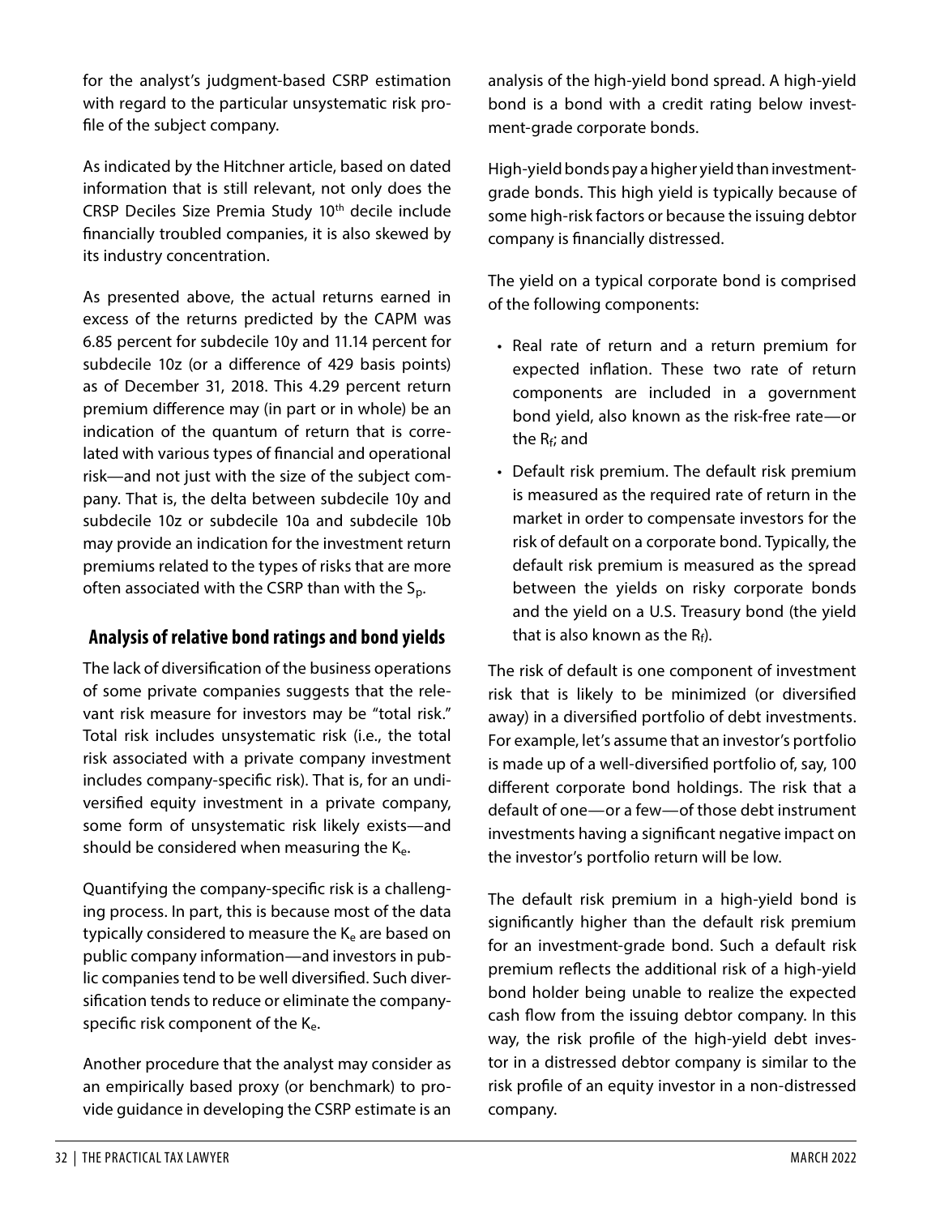for the analyst's judgment-based CSRP estimation with regard to the particular unsystematic risk profile of the subject company.

As indicated by the Hitchner article, based on dated information that is still relevant, not only does the CRSP Deciles Size Premia Study 10th decile include financially troubled companies, it is also skewed by its industry concentration.

As presented above, the actual returns earned in excess of the returns predicted by the CAPM was 6.85 percent for subdecile 10y and 11.14 percent for subdecile 10z (or a difference of 429 basis points) as of December 31, 2018. This 4.29 percent return premium difference may (in part or in whole) be an indication of the quantum of return that is correlated with various types of financial and operational risk—and not just with the size of the subject company. That is, the delta between subdecile 10y and subdecile 10z or subdecile 10a and subdecile 10b may provide an indication for the investment return premiums related to the types of risks that are more often associated with the CSRP than with the $S_p$.

## Analysis of relative bond ratings and bond yields

The lack of diversification of the business operations of some private companies suggests that the relevant risk measure for investors may be "total risk." Total risk includes unsystematic risk (i.e., the total risk associated with a private company investment includes company-specific risk). That is, for an undiversified equity investment in a private company, some form of unsystematic risk likely exists—and should be considered when measuring the $K_e$.

Quantifying the company-specific risk is a challenging process. In part, this is because most of the data typically considered to measure the $K_e$ are based on public company information—and investors in public companies tend to be well diversified. Such diversification tends to reduce or eliminate the company-specific risk component of the $K_e$.

Another procedure that the analyst may consider as an empirically based proxy (or benchmark) to provide guidance in developing the CSRP estimate is an analysis of the high-yield bond spread. A high-yield bond is a bond with a credit rating below investment-grade corporate bonds.

High-yield bonds pay a higher yield than investment-grade bonds. This high yield is typically because of some high-risk factors or because the issuing debtor company is financially distressed.

The yield on a typical corporate bond is comprised of the following components:

- Real rate of return and a return premium for expected inflation. These two rate of return components are included in a government bond yield, also known as the risk-free rate—or the $R_f$; and
- Default risk premium. The default risk premium is measured as the required rate of return in the market in order to compensate investors for the risk of default on a corporate bond. Typically, the default risk premium is measured as the spread between the yields on risky corporate bonds and the yield on a U.S. Treasury bond (the yield that is also known as the $R_f$).

The risk of default is one component of investment risk that is likely to be minimized (or diversified away) in a diversified portfolio of debt investments. For example, let's assume that an investor's portfolio is made up of a well-diversified portfolio of, say, 100 different corporate bond holdings. The risk that a default of one—or a few—of those debt instrument investments having a significant negative impact on the investor's portfolio return will be low.

The default risk premium in a high-yield bond is significantly higher than the default risk premium for an investment-grade bond. Such a default risk premium reflects the additional risk of a high-yield bond holder being unable to realize the expected cash flow from the issuing debtor company. In this way, the risk profile of the high-yield debt investor in a distressed debtor company is similar to the risk profile of an equity investor in a non-distressed company.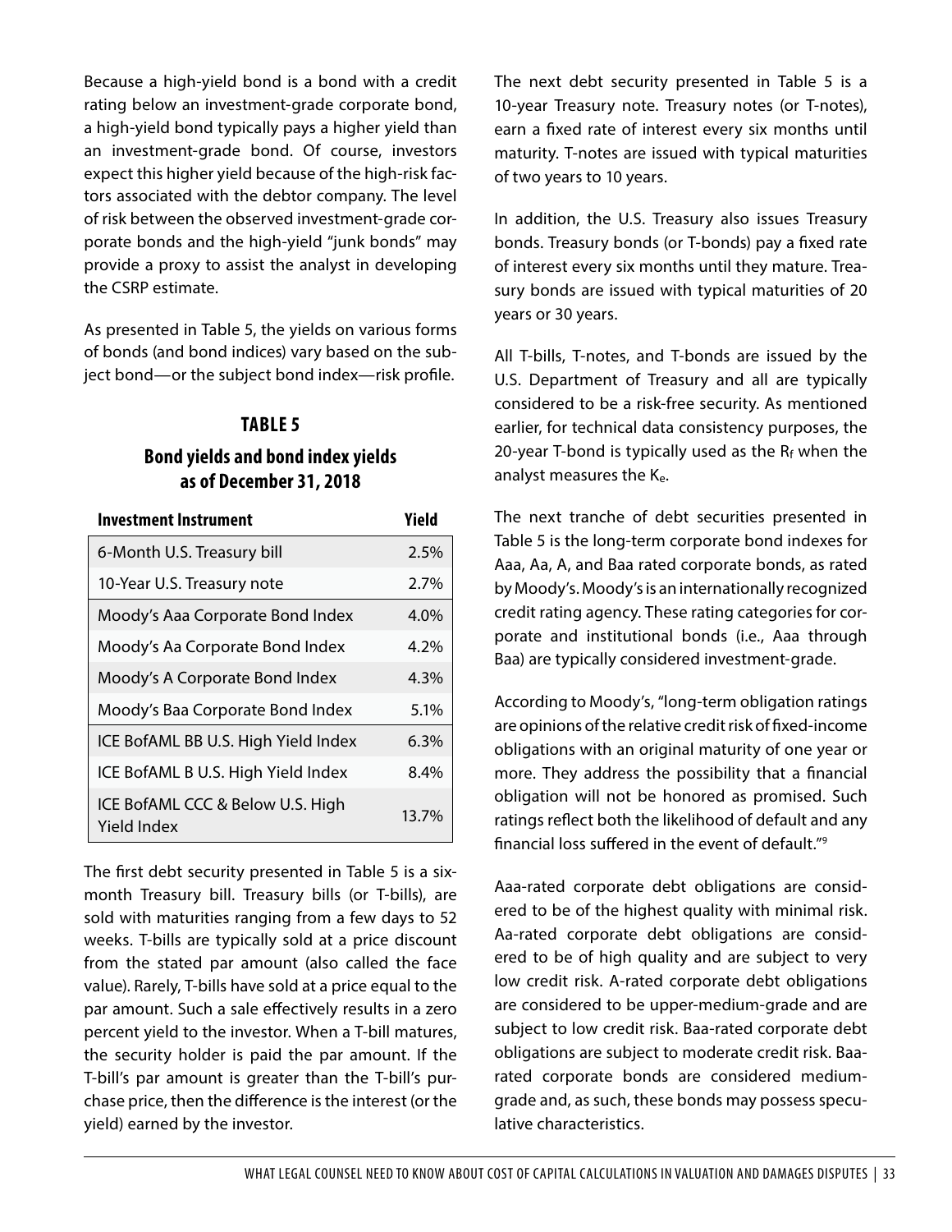Because a high-yield bond is a bond with a credit rating below an investment-grade corporate bond, a high-yield bond typically pays a higher yield than an investment-grade bond. Of course, investors expect this higher yield because of the high-risk factors associated with the debtor company. The level of risk between the observed investment-grade corporate bonds and the high-yield "junk bonds" may provide a proxy to assist the analyst in developing the CSRP estimate.

As presented in Table 5, the yields on various forms of bonds (and bond indices) vary based on the subject bond—or the subject bond index—risk profile.

### TABLE 5

### Bond yields and bond index yields as of December 31, 2018

| Investment Instrument | Yield |
|---|---|
| 6-Month U.S. Treasury bill | 2.5% |
| 10-Year U.S. Treasury note | 2.7% |
| Moody's Aaa Corporate Bond Index | 4.0% |
| Moody's Aa Corporate Bond Index | 4.2% |
| Moody's A Corporate Bond Index | 4.3% |
| Moody's Baa Corporate Bond Index | 5.1% |
| ICE BofAML BB U.S. High Yield Index | 6.3% |
| ICE BofAML B U.S. High Yield Index | 8.4% |
| ICE BofAML CCC & Below U.S. High Yield Index | 13.7% |

The first debt security presented in Table 5 is a six-month Treasury bill. Treasury bills (or T-bills), are sold with maturities ranging from a few days to 52 weeks. T-bills are typically sold at a price discount from the stated par amount (also called the face value). Rarely, T-bills have sold at a price equal to the par amount. Such a sale effectively results in a zero percent yield to the investor. When a T-bill matures, the security holder is paid the par amount. If the T-bill's par amount is greater than the T-bill's purchase price, then the difference is the interest (or the yield) earned by the investor.

The next debt security presented in Table 5 is a 10-year Treasury note. Treasury notes (or T-notes), earn a fixed rate of interest every six months until maturity. T-notes are issued with typical maturities of two years to 10 years.

In addition, the U.S. Treasury also issues Treasury bonds. Treasury bonds (or T-bonds) pay a fixed rate of interest every six months until they mature. Treasury bonds are issued with typical maturities of 20 years or 30 years.

All T-bills, T-notes, and T-bonds are issued by the U.S. Department of Treasury and all are typically considered to be a risk-free security. As mentioned earlier, for technical data consistency purposes, the 20-year T-bond is typically used as the $R_f$ when the analyst measures the $K_e$.

The next tranche of debt securities presented in Table 5 is the long-term corporate bond indexes for Aaa, Aa, A, and Baa rated corporate bonds, as rated by Moody's. Moody's is an internationally recognized credit rating agency. These rating categories for corporate and institutional bonds (i.e., Aaa through Baa) are typically considered investment-grade.

According to Moody's, "long-term obligation ratings are opinions of the relative credit risk of fixed-income obligations with an original maturity of one year or more. They address the possibility that a financial obligation will not be honored as promised. Such ratings reflect both the likelihood of default and any financial loss suffered in the event of default."[9]

Aaa-rated corporate debt obligations are considered to be of the highest quality with minimal risk. Aa-rated corporate debt obligations are considered to be of high quality and are subject to very low credit risk. A-rated corporate debt obligations are considered to be upper-medium-grade and are subject to low credit risk. Baa-rated corporate debt obligations are subject to moderate credit risk. Baa-rated corporate bonds are considered medium-grade and, as such, these bonds may possess speculative characteristics.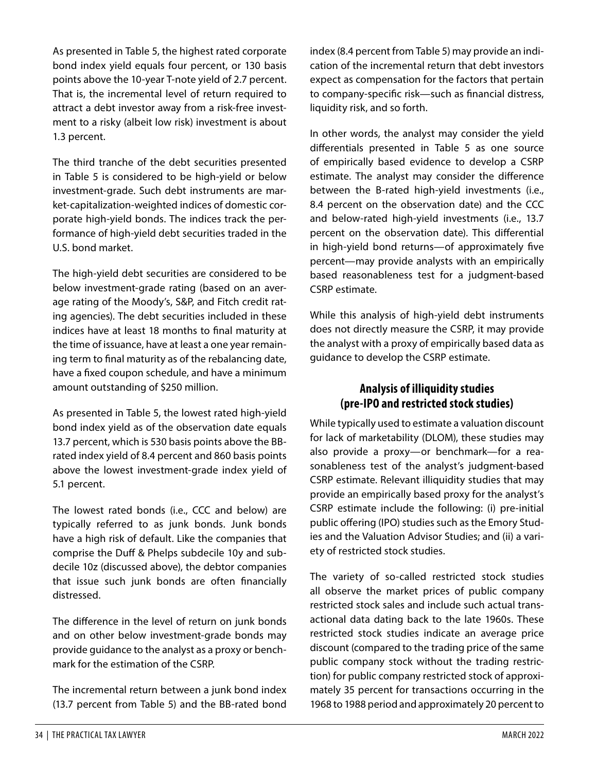As presented in Table 5, the highest rated corporate bond index yield equals four percent, or 130 basis points above the 10-year T-note yield of 2.7 percent. That is, the incremental level of return required to attract a debt investor away from a risk-free investment to a risky (albeit low risk) investment is about 1.3 percent.

The third tranche of the debt securities presented in Table 5 is considered to be high-yield or below investment-grade. Such debt instruments are market-capitalization-weighted indices of domestic corporate high-yield bonds. The indices track the performance of high-yield debt securities traded in the U.S. bond market.

The high-yield debt securities are considered to be below investment-grade rating (based on an average rating of the Moody's, S&P, and Fitch credit rating agencies). The debt securities included in these indices have at least 18 months to final maturity at the time of issuance, have at least a one year remaining term to final maturity as of the rebalancing date, have a fixed coupon schedule, and have a minimum amount outstanding of $250 million.

As presented in Table 5, the lowest rated high-yield bond index yield as of the observation date equals 13.7 percent, which is 530 basis points above the BB-rated index yield of 8.4 percent and 860 basis points above the lowest investment-grade index yield of 5.1 percent.

The lowest rated bonds (i.e., CCC and below) are typically referred to as junk bonds. Junk bonds have a high risk of default. Like the companies that comprise the Duff & Phelps subdecile 10y and subdecile 10z (discussed above), the debtor companies that issue such junk bonds are often financially distressed.

The difference in the level of return on junk bonds and on other below investment-grade bonds may provide guidance to the analyst as a proxy or benchmark for the estimation of the CSRP.

The incremental return between a junk bond index (13.7 percent from Table 5) and the BB-rated bond index (8.4 percent from Table 5) may provide an indication of the incremental return that debt investors expect as compensation for the factors that pertain to company-specific risk—such as financial distress, liquidity risk, and so forth.

In other words, the analyst may consider the yield differentials presented in Table 5 as one source of empirically based evidence to develop a CSRP estimate. The analyst may consider the difference between the B-rated high-yield investments (i.e., 8.4 percent on the observation date) and the CCC and below-rated high-yield investments (i.e., 13.7 percent on the observation date). This differential in high-yield bond returns—of approximately five percent—may provide analysts with an empirically based reasonableness test for a judgment-based CSRP estimate.

While this analysis of high-yield debt instruments does not directly measure the CSRP, it may provide the analyst with a proxy of empirically based data as guidance to develop the CSRP estimate.

## Analysis of illiquidity studies (pre-IPO and restricted stock studies)

While typically used to estimate a valuation discount for lack of marketability (DLOM), these studies may also provide a proxy—or benchmark—for a reasonableness test of the analyst's judgment-based CSRP estimate. Relevant illiquidity studies that may provide an empirically based proxy for the analyst's CSRP estimate include the following: (i) pre-initial public offering (IPO) studies such as the Emory Studies and the Valuation Advisor Studies; and (ii) a variety of restricted stock studies.

The variety of so-called restricted stock studies all observe the market prices of public company restricted stock sales and include such actual transactional data dating back to the late 1960s. These restricted stock studies indicate an average price discount (compared to the trading price of the same public company stock without the trading restriction) for public company restricted stock of approximately 35 percent for transactions occurring in the 1968 to 1988 period and approximately 20 percent to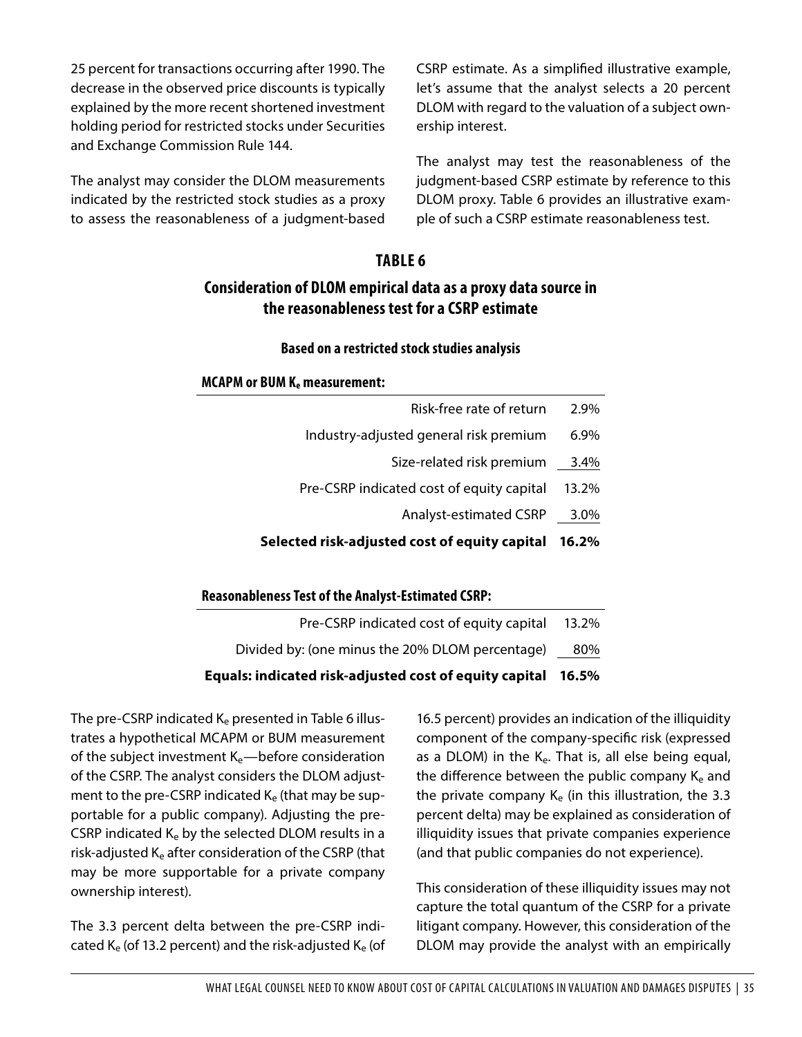25 percent for transactions occurring after 1990. The decrease in the observed price discounts is typically explained by the more recent shortened investment holding period for restricted stocks under Securities and Exchange Commission Rule 144.

The analyst may consider the DLOM measurements indicated by the restricted stock studies as a proxy to assess the reasonableness of a judgment-based CSRP estimate. As a simplified illustrative example, let's assume that the analyst selects a 20 percent DLOM with regard to the valuation of a subject ownership interest.

The analyst may test the reasonableness of the judgment-based CSRP estimate by reference to this DLOM proxy. Table 6 provides an illustrative example of such a CSRP estimate reasonableness test.

## TABLE 6

## Consideration of DLOM empirical data as a proxy data source in the reasonableness test for a CSRP estimate

**Based on a restricted stock studies analysis**

| **MCAPM or BUM $K_e$ measurement:** | |
|---|---|
| Risk-free rate of return | 2.9% |
| Industry-adjusted general risk premium | 6.9% |
| Size-related risk premium | 3.4% |
| Pre-CSRP indicated cost of equity capital | 13.2% |
| Analyst-estimated CSRP | 3.0% |
| **Selected risk-adjusted cost of equity capital** | **16.2%** |

| **Reasonableness Test of the Analyst-Estimated CSRP:** | |
|---|---|
| Pre-CSRP indicated cost of equity capital | 13.2% |
| Divided by: (one minus the 20% DLOM percentage) | 80% |
| **Equals: indicated risk-adjusted cost of equity capital** | **16.5%** |

The pre-CSRP indicated $K_e$ presented in Table 6 illustrates a hypothetical MCAPM or BUM measurement of the subject investment $K_e$—before consideration of the CSRP. The analyst considers the DLOM adjustment to the pre-CSRP indicated $K_e$ (that may be supportable for a public company). Adjusting the pre-CSRP indicated $K_e$ by the selected DLOM results in a risk-adjusted $K_e$ after consideration of the CSRP (that may be more supportable for a private company ownership interest).

The 3.3 percent delta between the pre-CSRP indicated $K_e$ (of 13.2 percent) and the risk-adjusted $K_e$ (of 16.5 percent) provides an indication of the illiquidity component of the company-specific risk (expressed as a DLOM) in the $K_e$. That is, all else being equal, the difference between the public company $K_e$ and the private company $K_e$ (in this illustration, the 3.3 percent delta) may be explained as consideration of illiquidity issues that private companies experience (and that public companies do not experience).

This consideration of these illiquidity issues may not capture the total quantum of the CSRP for a private litigant company. However, this consideration of the DLOM may provide the analyst with an empirically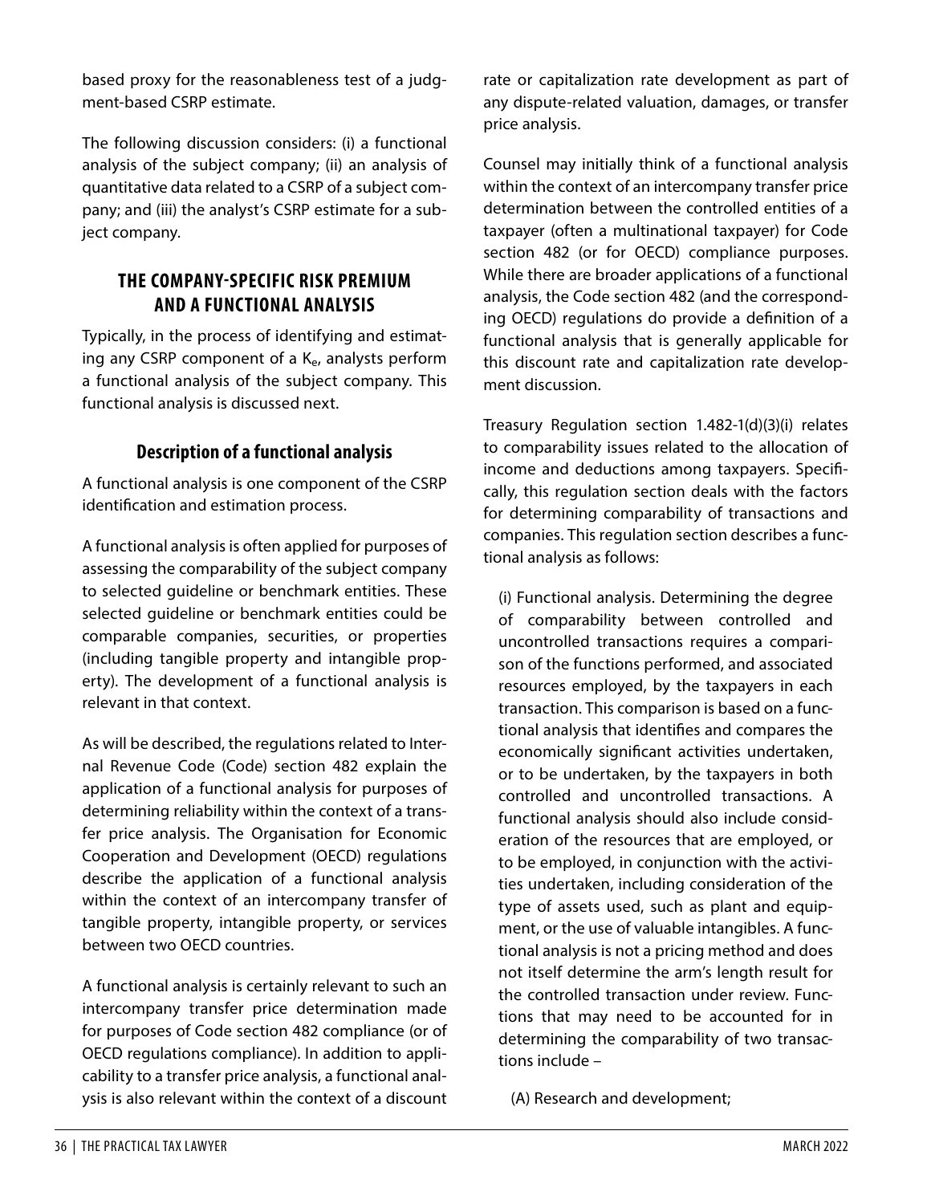based proxy for the reasonableness test of a judgment-based CSRP estimate.

The following discussion considers: (i) a functional analysis of the subject company; (ii) an analysis of quantitative data related to a CSRP of a subject company; and (iii) the analyst's CSRP estimate for a subject company.

## THE COMPANY-SPECIFIC RISK PREMIUM AND A FUNCTIONAL ANALYSIS

Typically, in the process of identifying and estimating any CSRP component of a $K_e$, analysts perform a functional analysis of the subject company. This functional analysis is discussed next.

### Description of a functional analysis

A functional analysis is one component of the CSRP identification and estimation process.

A functional analysis is often applied for purposes of assessing the comparability of the subject company to selected guideline or benchmark entities. These selected guideline or benchmark entities could be comparable companies, securities, or properties (including tangible property and intangible property). The development of a functional analysis is relevant in that context.

As will be described, the regulations related to Internal Revenue Code (Code) section 482 explain the application of a functional analysis for purposes of determining reliability within the context of a transfer price analysis. The Organisation for Economic Cooperation and Development (OECD) regulations describe the application of a functional analysis within the context of an intercompany transfer of tangible property, intangible property, or services between two OECD countries.

A functional analysis is certainly relevant to such an intercompany transfer price determination made for purposes of Code section 482 compliance (or of OECD regulations compliance). In addition to applicability to a transfer price analysis, a functional analysis is also relevant within the context of a discount rate or capitalization rate development as part of any dispute-related valuation, damages, or transfer price analysis.

Counsel may initially think of a functional analysis within the context of an intercompany transfer price determination between the controlled entities of a taxpayer (often a multinational taxpayer) for Code section 482 (or for OECD) compliance purposes. While there are broader applications of a functional analysis, the Code section 482 (and the corresponding OECD) regulations do provide a definition of a functional analysis that is generally applicable for this discount rate and capitalization rate development discussion.

Treasury Regulation section 1.482-1(d)(3)(i) relates to comparability issues related to the allocation of income and deductions among taxpayers. Specifically, this regulation section deals with the factors for determining comparability of transactions and companies. This regulation section describes a functional analysis as follows:

> (i) Functional analysis. Determining the degree of comparability between controlled and uncontrolled transactions requires a comparison of the functions performed, and associated resources employed, by the taxpayers in each transaction. This comparison is based on a functional analysis that identifies and compares the economically significant activities undertaken, or to be undertaken, by the taxpayers in both controlled and uncontrolled transactions. A functional analysis should also include consideration of the resources that are employed, or to be employed, in conjunction with the activities undertaken, including consideration of the type of assets used, such as plant and equipment, or the use of valuable intangibles. A functional analysis is not a pricing method and does not itself determine the arm's length result for the controlled transaction under review. Functions that may need to be accounted for in determining the comparability of two transactions include –
>
> (A) Research and development;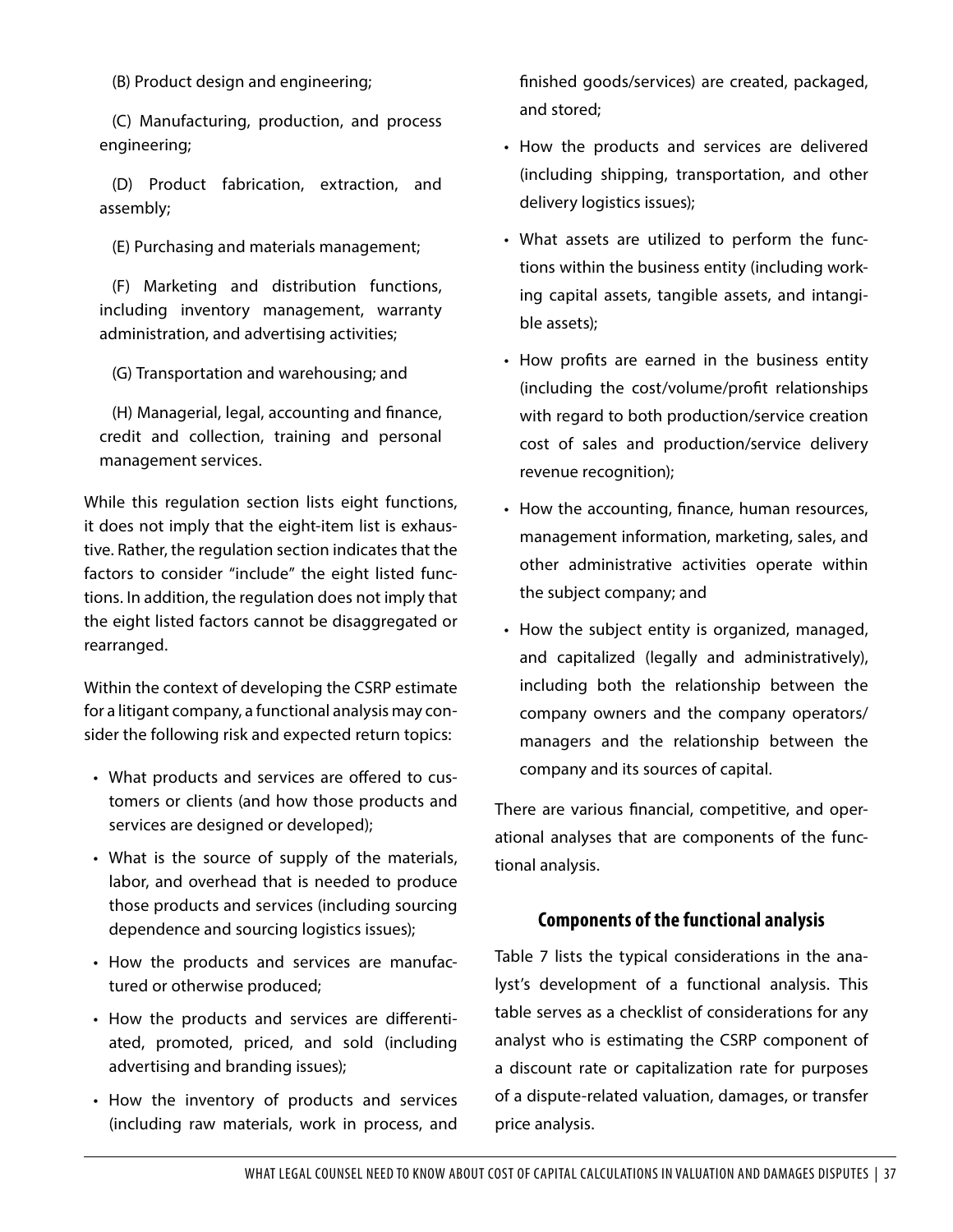(B) Product design and engineering;

(C) Manufacturing, production, and process engineering;

(D) Product fabrication, extraction, and assembly;

(E) Purchasing and materials management;

(F) Marketing and distribution functions, including inventory management, warranty administration, and advertising activities;

(G) Transportation and warehousing; and

(H) Managerial, legal, accounting and finance, credit and collection, training and personal management services.

While this regulation section lists eight functions, it does not imply that the eight-item list is exhaustive. Rather, the regulation section indicates that the factors to consider "include" the eight listed functions. In addition, the regulation does not imply that the eight listed factors cannot be disaggregated or rearranged.

Within the context of developing the CSRP estimate for a litigant company, a functional analysis may consider the following risk and expected return topics:

- What products and services are offered to customers or clients (and how those products and services are designed or developed);
- What is the source of supply of the materials, labor, and overhead that is needed to produce those products and services (including sourcing dependence and sourcing logistics issues);
- How the products and services are manufactured or otherwise produced;
- How the products and services are differentiated, promoted, priced, and sold (including advertising and branding issues);
- How the inventory of products and services (including raw materials, work in process, and finished goods/services) are created, packaged, and stored;
- How the products and services are delivered (including shipping, transportation, and other delivery logistics issues);
- What assets are utilized to perform the functions within the business entity (including working capital assets, tangible assets, and intangible assets);
- How profits are earned in the business entity (including the cost/volume/profit relationships with regard to both production/service creation cost of sales and production/service delivery revenue recognition);
- How the accounting, finance, human resources, management information, marketing, sales, and other administrative activities operate within the subject company; and
- How the subject entity is organized, managed, and capitalized (legally and administratively), including both the relationship between the company owners and the company operators/managers and the relationship between the company and its sources of capital.

There are various financial, competitive, and operational analyses that are components of the functional analysis.

## Components of the functional analysis

Table 7 lists the typical considerations in the analyst's development of a functional analysis. This table serves as a checklist of considerations for any analyst who is estimating the CSRP component of a discount rate or capitalization rate for purposes of a dispute-related valuation, damages, or transfer price analysis.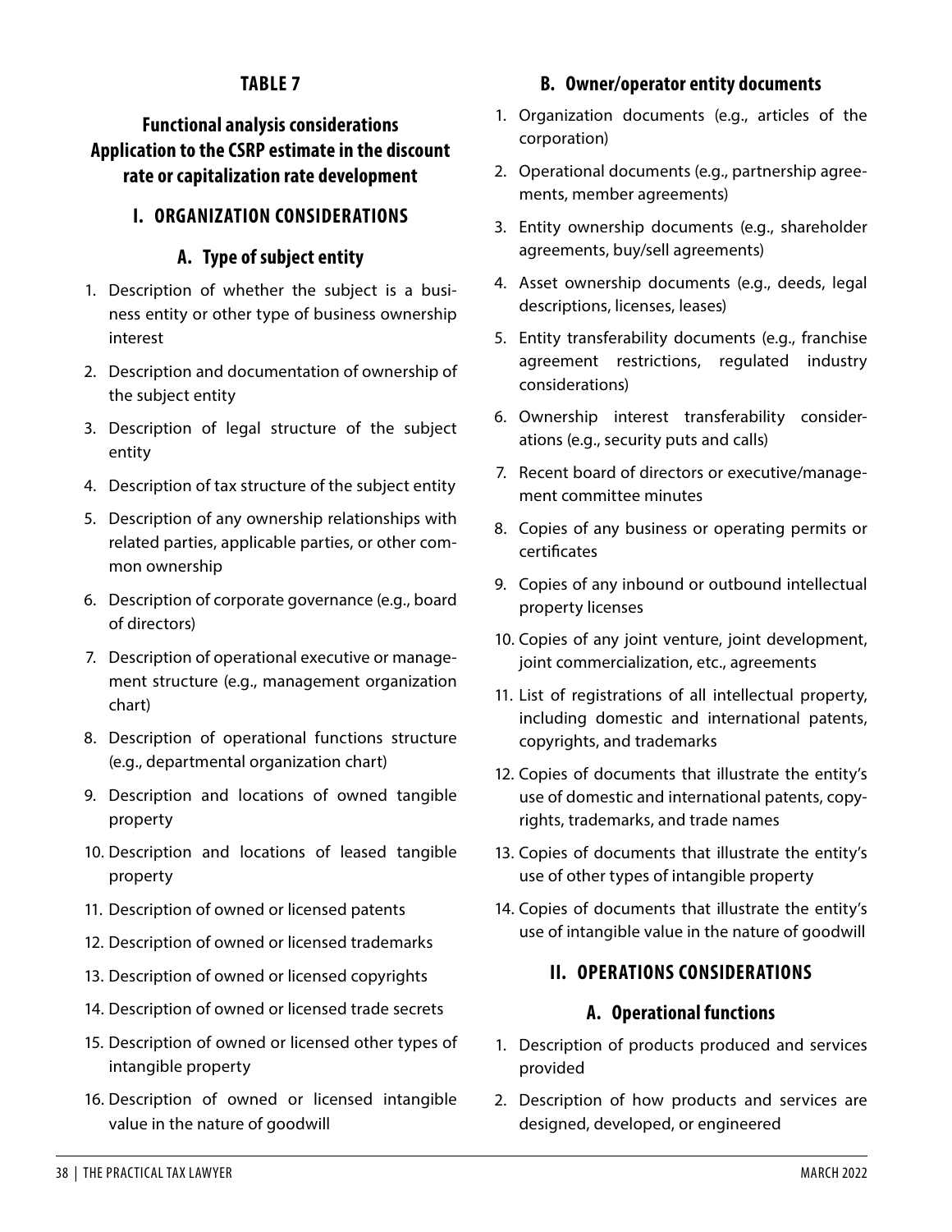## TABLE 7

## Functional analysis considerations
## Application to the CSRP estimate in the discount rate or capitalization rate development

### I. ORGANIZATION CONSIDERATIONS

#### A. Type of subject entity

1. Description of whether the subject is a business entity or other type of business ownership interest
2. Description and documentation of ownership of the subject entity
3. Description of legal structure of the subject entity
4. Description of tax structure of the subject entity
5. Description of any ownership relationships with related parties, applicable parties, or other common ownership
6. Description of corporate governance (e.g., board of directors)
7. Description of operational executive or management structure (e.g., management organization chart)
8. Description of operational functions structure (e.g., departmental organization chart)
9. Description and locations of owned tangible property
10. Description and locations of leased tangible property
11. Description of owned or licensed patents
12. Description of owned or licensed trademarks
13. Description of owned or licensed copyrights
14. Description of owned or licensed trade secrets
15. Description of owned or licensed other types of intangible property
16. Description of owned or licensed intangible value in the nature of goodwill

#### B. Owner/operator entity documents

1. Organization documents (e.g., articles of the corporation)
2. Operational documents (e.g., partnership agreements, member agreements)
3. Entity ownership documents (e.g., shareholder agreements, buy/sell agreements)
4. Asset ownership documents (e.g., deeds, legal descriptions, licenses, leases)
5. Entity transferability documents (e.g., franchise agreement restrictions, regulated industry considerations)
6. Ownership interest transferability considerations (e.g., security puts and calls)
7. Recent board of directors or executive/management committee minutes
8. Copies of any business or operating permits or certificates
9. Copies of any inbound or outbound intellectual property licenses
10. Copies of any joint venture, joint development, joint commercialization, etc., agreements
11. List of registrations of all intellectual property, including domestic and international patents, copyrights, and trademarks
12. Copies of documents that illustrate the entity's use of domestic and international patents, copyrights, trademarks, and trade names
13. Copies of documents that illustrate the entity's use of other types of intangible property
14. Copies of documents that illustrate the entity's use of intangible value in the nature of goodwill

### II. OPERATIONS CONSIDERATIONS

#### A. Operational functions

1. Description of products produced and services provided
2. Description of how products and services are designed, developed, or engineered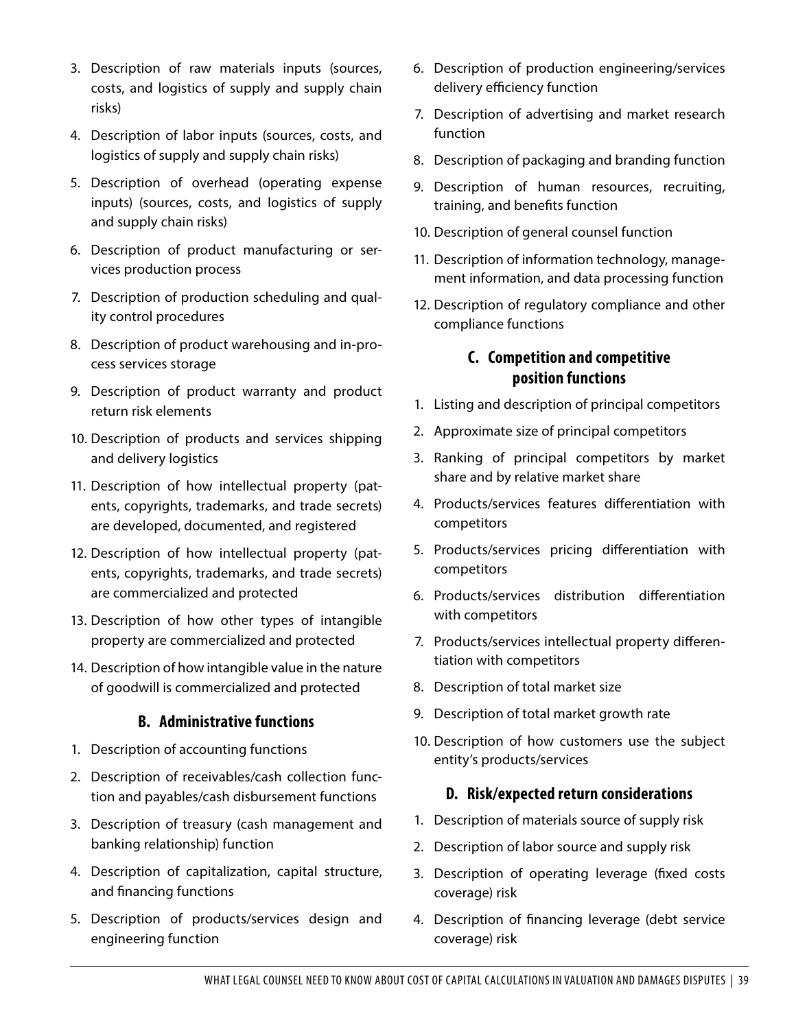3. Description of raw materials inputs (sources, costs, and logistics of supply and supply chain risks)
4. Description of labor inputs (sources, costs, and logistics of supply and supply chain risks)
5. Description of overhead (operating expense inputs) (sources, costs, and logistics of supply and supply chain risks)
6. Description of product manufacturing or services production process
7. Description of production scheduling and quality control procedures
8. Description of product warehousing and in-process services storage
9. Description of product warranty and product return risk elements
10. Description of products and services shipping and delivery logistics
11. Description of how intellectual property (patents, copyrights, trademarks, and trade secrets) are developed, documented, and registered
12. Description of how intellectual property (patents, copyrights, trademarks, and trade secrets) are commercialized and protected
13. Description of how other types of intangible property are commercialized and protected
14. Description of how intangible value in the nature of goodwill is commercialized and protected

### B. Administrative functions

1. Description of accounting functions
2. Description of receivables/cash collection function and payables/cash disbursement functions
3. Description of treasury (cash management and banking relationship) function
4. Description of capitalization, capital structure, and financing functions
5. Description of products/services design and engineering function
6. Description of production engineering/services delivery efficiency function
7. Description of advertising and market research function
8. Description of packaging and branding function
9. Description of human resources, recruiting, training, and benefits function
10. Description of general counsel function
11. Description of information technology, management information, and data processing function
12. Description of regulatory compliance and other compliance functions

### C. Competition and competitive position functions

1. Listing and description of principal competitors
2. Approximate size of principal competitors
3. Ranking of principal competitors by market share and by relative market share
4. Products/services features differentiation with competitors
5. Products/services pricing differentiation with competitors
6. Products/services distribution differentiation with competitors
7. Products/services intellectual property differentiation with competitors
8. Description of total market size
9. Description of total market growth rate
10. Description of how customers use the subject entity's products/services

### D. Risk/expected return considerations

1. Description of materials source of supply risk
2. Description of labor source and supply risk
3. Description of operating leverage (fixed costs coverage) risk
4. Description of financing leverage (debt service coverage) risk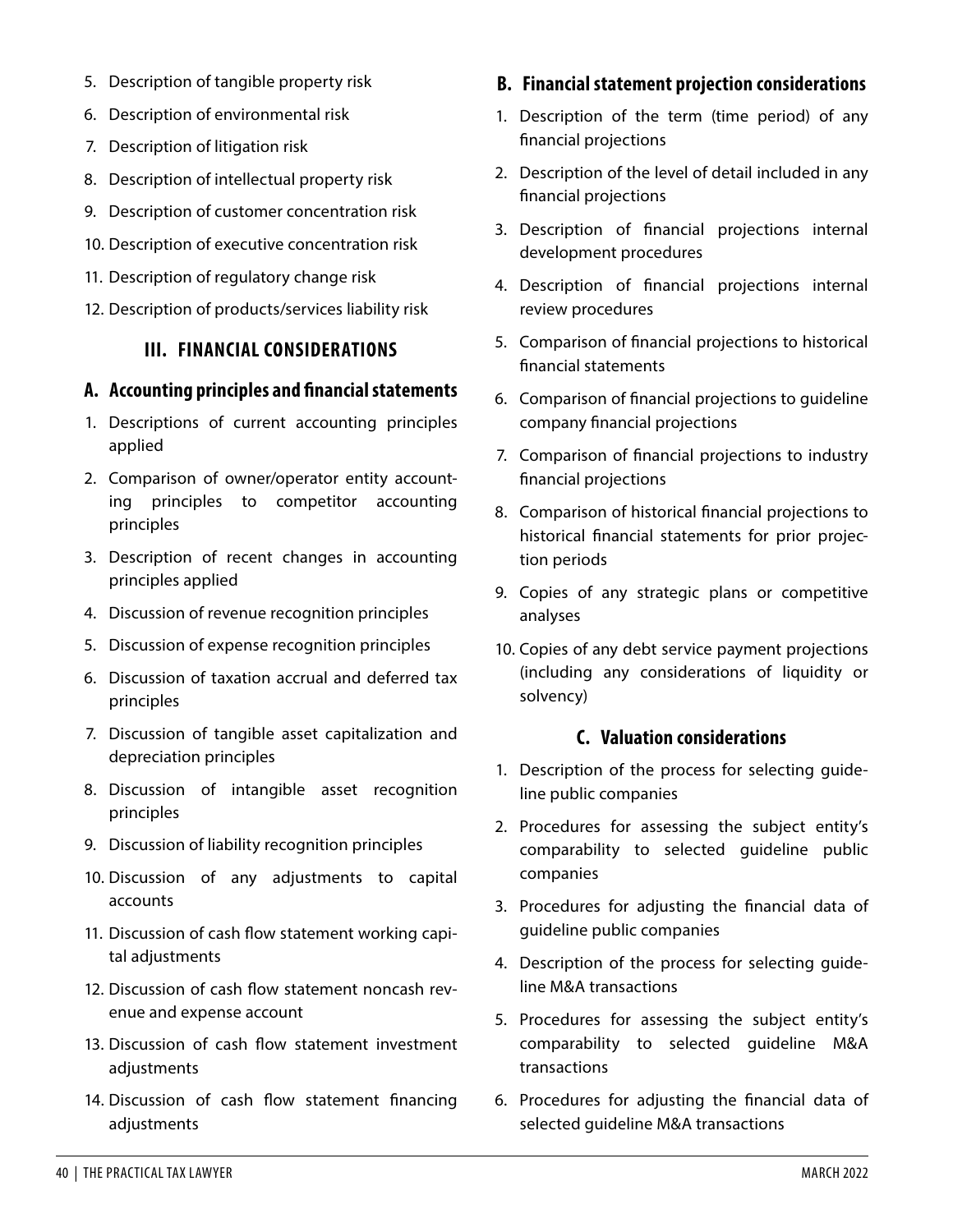5. Description of tangible property risk
6. Description of environmental risk
7. Description of litigation risk
8. Description of intellectual property risk
9. Description of customer concentration risk
10. Description of executive concentration risk
11. Description of regulatory change risk
12. Description of products/services liability risk

## III. FINANCIAL CONSIDERATIONS

### A. Accounting principles and financial statements

1. Descriptions of current accounting principles applied
2. Comparison of owner/operator entity accounting principles to competitor accounting principles
3. Description of recent changes in accounting principles applied
4. Discussion of revenue recognition principles
5. Discussion of expense recognition principles
6. Discussion of taxation accrual and deferred tax principles
7. Discussion of tangible asset capitalization and depreciation principles
8. Discussion of intangible asset recognition principles
9. Discussion of liability recognition principles
10. Discussion of any adjustments to capital accounts
11. Discussion of cash flow statement working capital adjustments
12. Discussion of cash flow statement noncash revenue and expense account
13. Discussion of cash flow statement investment adjustments
14. Discussion of cash flow statement financing adjustments

### B. Financial statement projection considerations

1. Description of the term (time period) of any financial projections
2. Description of the level of detail included in any financial projections
3. Description of financial projections internal development procedures
4. Description of financial projections internal review procedures
5. Comparison of financial projections to historical financial statements
6. Comparison of financial projections to guideline company financial projections
7. Comparison of financial projections to industry financial projections
8. Comparison of historical financial projections to historical financial statements for prior projection periods
9. Copies of any strategic plans or competitive analyses
10. Copies of any debt service payment projections (including any considerations of liquidity or solvency)

### C. Valuation considerations

1. Description of the process for selecting guideline public companies
2. Procedures for assessing the subject entity's comparability to selected guideline public companies
3. Procedures for adjusting the financial data of guideline public companies
4. Description of the process for selecting guideline M&A transactions
5. Procedures for assessing the subject entity's comparability to selected guideline M&A transactions
6. Procedures for adjusting the financial data of selected guideline M&A transactions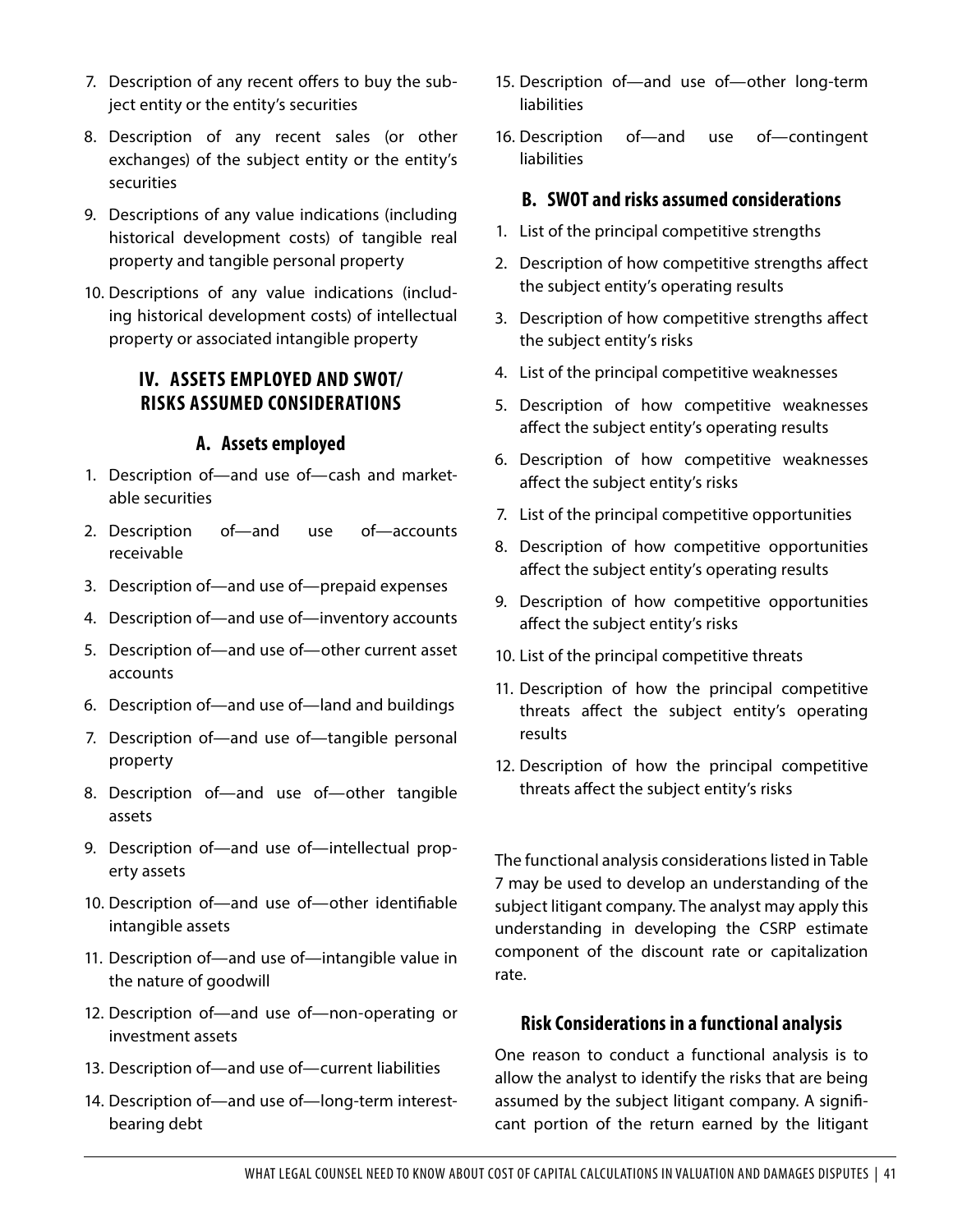7. Description of any recent offers to buy the subject entity or the entity's securities
8. Description of any recent sales (or other exchanges) of the subject entity or the entity's securities
9. Descriptions of any value indications (including historical development costs) of tangible real property and tangible personal property
10. Descriptions of any value indications (including historical development costs) of intellectual property or associated intangible property

### IV. ASSETS EMPLOYED AND SWOT/ RISKS ASSUMED CONSIDERATIONS

#### A. Assets employed

1. Description of—and use of—cash and marketable securities
2. Description of—and use of—accounts receivable
3. Description of—and use of—prepaid expenses
4. Description of—and use of—inventory accounts
5. Description of—and use of—other current asset accounts
6. Description of—and use of—land and buildings
7. Description of—and use of—tangible personal property
8. Description of—and use of—other tangible assets
9. Description of—and use of—intellectual property assets
10. Description of—and use of—other identifiable intangible assets
11. Description of—and use of—intangible value in the nature of goodwill
12. Description of—and use of—non-operating or investment assets
13. Description of—and use of—current liabilities
14. Description of—and use of—long-term interest-bearing debt
15. Description of—and use of—other long-term liabilities
16. Description of—and use of—contingent liabilities

#### B. SWOT and risks assumed considerations

1. List of the principal competitive strengths
2. Description of how competitive strengths affect the subject entity's operating results
3. Description of how competitive strengths affect the subject entity's risks
4. List of the principal competitive weaknesses
5. Description of how competitive weaknesses affect the subject entity's operating results
6. Description of how competitive weaknesses affect the subject entity's risks
7. List of the principal competitive opportunities
8. Description of how competitive opportunities affect the subject entity's operating results
9. Description of how competitive opportunities affect the subject entity's risks
10. List of the principal competitive threats
11. Description of how the principal competitive threats affect the subject entity's operating results
12. Description of how the principal competitive threats affect the subject entity's risks

The functional analysis considerations listed in Table 7 may be used to develop an understanding of the subject litigant company. The analyst may apply this understanding in developing the CSRP estimate component of the discount rate or capitalization rate.

## Risk Considerations in a functional analysis

One reason to conduct a functional analysis is to allow the analyst to identify the risks that are being assumed by the subject litigant company. A significant portion of the return earned by the litigant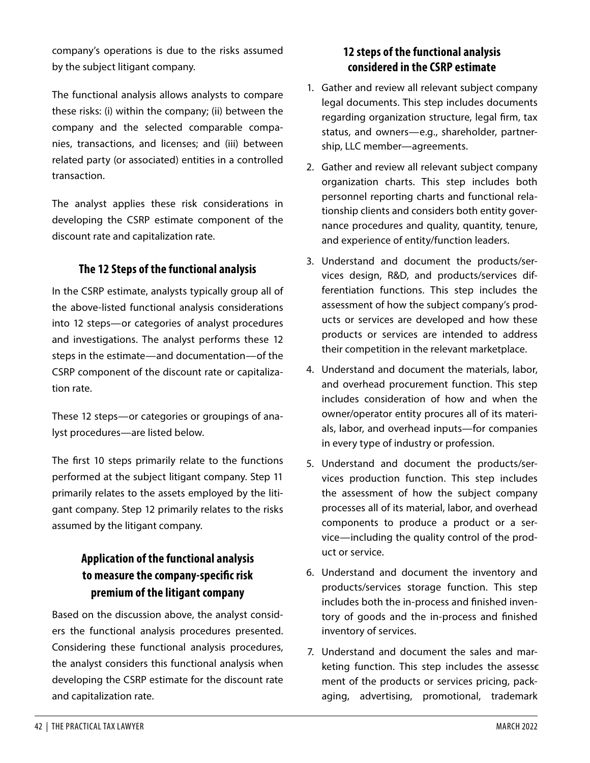company's operations is due to the risks assumed by the subject litigant company.

The functional analysis allows analysts to compare these risks: (i) within the company; (ii) between the company and the selected comparable companies, transactions, and licenses; and (iii) between related party (or associated) entities in a controlled transaction.

The analyst applies these risk considerations in developing the CSRP estimate component of the discount rate and capitalization rate.

### The 12 Steps of the functional analysis

In the CSRP estimate, analysts typically group all of the above-listed functional analysis considerations into 12 steps—or categories of analyst procedures and investigations. The analyst performs these 12 steps in the estimate—and documentation—of the CSRP component of the discount rate or capitalization rate.

These 12 steps—or categories or groupings of analyst procedures—are listed below.

The first 10 steps primarily relate to the functions performed at the subject litigant company. Step 11 primarily relates to the assets employed by the litigant company. Step 12 primarily relates to the risks assumed by the litigant company.

### Application of the functional analysis to measure the company-specific risk premium of the litigant company

Based on the discussion above, the analyst considers the functional analysis procedures presented. Considering these functional analysis procedures, the analyst considers this functional analysis when developing the CSRP estimate for the discount rate and capitalization rate.

### 12 steps of the functional analysis considered in the CSRP estimate

1. Gather and review all relevant subject company legal documents. This step includes documents regarding organization structure, legal firm, tax status, and owners—e.g., shareholder, partnership, LLC member—agreements.
2. Gather and review all relevant subject company organization charts. This step includes both personnel reporting charts and functional relationship clients and considers both entity governance procedures and quality, quantity, tenure, and experience of entity/function leaders.
3. Understand and document the products/services design, R&D, and products/services differentiation functions. This step includes the assessment of how the subject company's products or services are developed and how these products or services are intended to address their competition in the relevant marketplace.
4. Understand and document the materials, labor, and overhead procurement function. This step includes consideration of how and when the owner/operator entity procures all of its materials, labor, and overhead inputs—for companies in every type of industry or profession.
5. Understand and document the products/services production function. This step includes the assessment of how the subject company processes all of its material, labor, and overhead components to produce a product or a service—including the quality control of the product or service.
6. Understand and document the inventory and products/services storage function. This step includes both the in-process and finished inventory of goods and the in-process and finished inventory of services.
7. Understand and document the sales and marketing function. This step includes the assessement of the products or services pricing, packaging, advertising, promotional, trademark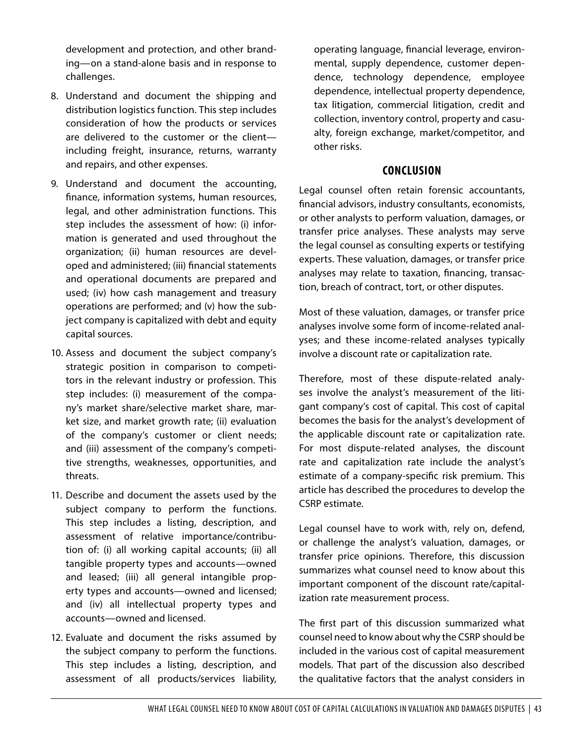development and protection, and other branding—on a stand-alone basis and in response to challenges.

8. Understand and document the shipping and distribution logistics function. This step includes consideration of how the products or services are delivered to the customer or the client—including freight, insurance, returns, warranty and repairs, and other expenses.

9. Understand and document the accounting, finance, information systems, human resources, legal, and other administration functions. This step includes the assessment of how: (i) information is generated and used throughout the organization; (ii) human resources are developed and administered; (iii) financial statements and operational documents are prepared and used; (iv) how cash management and treasury operations are performed; and (v) how the subject company is capitalized with debt and equity capital sources.

10. Assess and document the subject company's strategic position in comparison to competitors in the relevant industry or profession. This step includes: (i) measurement of the company's market share/selective market share, market size, and market growth rate; (ii) evaluation of the company's customer or client needs; and (iii) assessment of the company's competitive strengths, weaknesses, opportunities, and threats.

11. Describe and document the assets used by the subject company to perform the functions. This step includes a listing, description, and assessment of relative importance/contribution of: (i) all working capital accounts; (ii) all tangible property types and accounts—owned and leased; (iii) all general intangible property types and accounts—owned and licensed; and (iv) all intellectual property types and accounts—owned and licensed.

12. Evaluate and document the risks assumed by the subject company to perform the functions. This step includes a listing, description, and assessment of all products/services liability, operating language, financial leverage, environmental, supply dependence, customer dependence, technology dependence, employee dependence, intellectual property dependence, tax litigation, commercial litigation, credit and collection, inventory control, property and casualty, foreign exchange, market/competitor, and other risks.

## CONCLUSION

Legal counsel often retain forensic accountants, financial advisors, industry consultants, economists, or other analysts to perform valuation, damages, or transfer price analyses. These analysts may serve the legal counsel as consulting experts or testifying experts. These valuation, damages, or transfer price analyses may relate to taxation, financing, transaction, breach of contract, tort, or other disputes.

Most of these valuation, damages, or transfer price analyses involve some form of income-related analyses; and these income-related analyses typically involve a discount rate or capitalization rate.

Therefore, most of these dispute-related analyses involve the analyst's measurement of the litigant company's cost of capital. This cost of capital becomes the basis for the analyst's development of the applicable discount rate or capitalization rate. For most dispute-related analyses, the discount rate and capitalization rate include the analyst's estimate of a company-specific risk premium. This article has described the procedures to develop the CSRP estimate.

Legal counsel have to work with, rely on, defend, or challenge the analyst's valuation, damages, or transfer price opinions. Therefore, this discussion summarizes what counsel need to know about this important component of the discount rate/capitalization rate measurement process.

The first part of this discussion summarized what counsel need to know about why the CSRP should be included in the various cost of capital measurement models. That part of the discussion also described the qualitative factors that the analyst considers in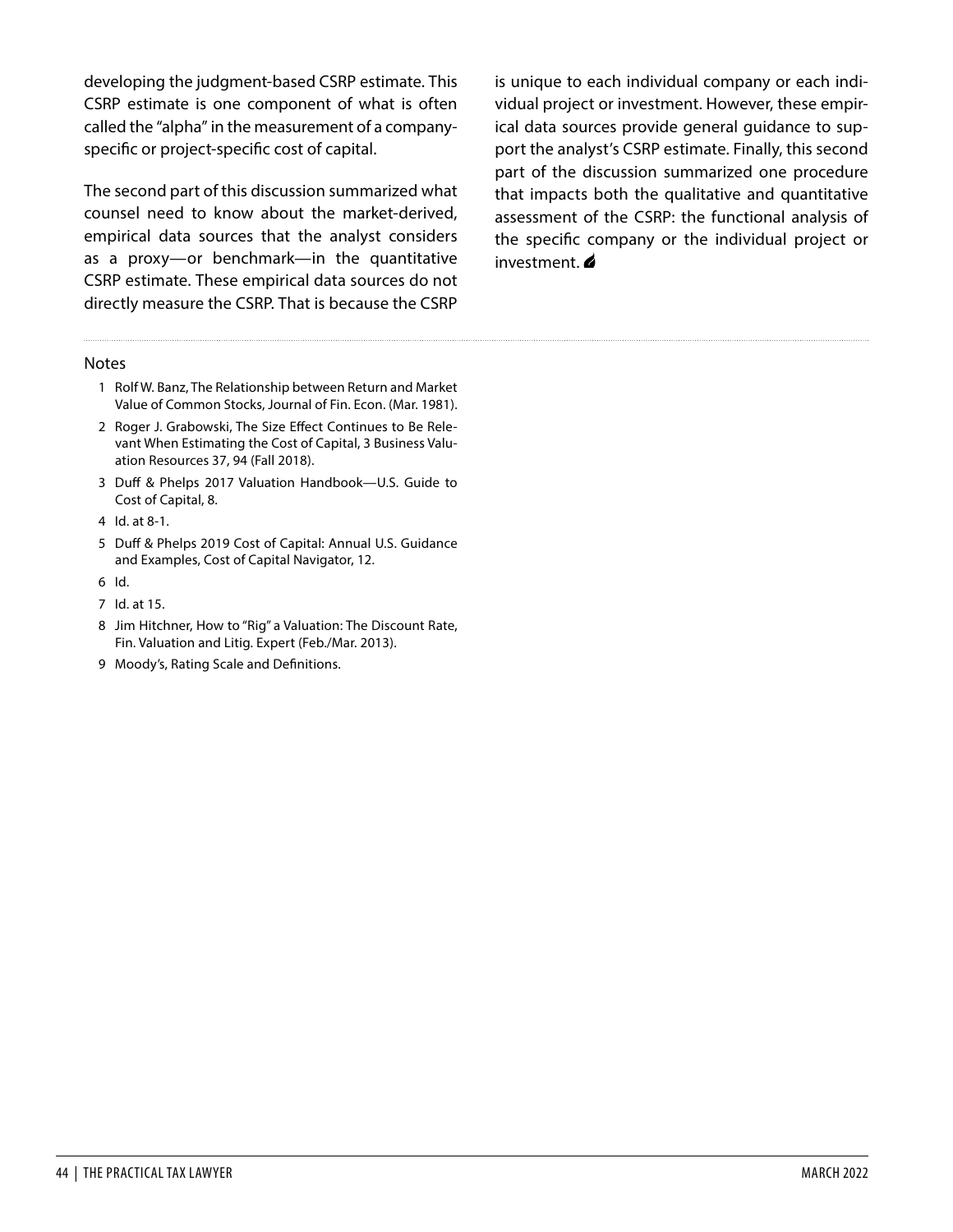developing the judgment-based CSRP estimate. This CSRP estimate is one component of what is often called the "alpha" in the measurement of a company-specific or project-specific cost of capital.

The second part of this discussion summarized what counsel need to know about the market-derived, empirical data sources that the analyst considers as a proxy—or benchmark—in the quantitative CSRP estimate. These empirical data sources do not directly measure the CSRP. That is because the CSRP is unique to each individual company or each individual project or investment. However, these empirical data sources provide general guidance to support the analyst's CSRP estimate. Finally, this second part of the discussion summarized one procedure that impacts both the qualitative and quantitative assessment of the CSRP: the functional analysis of the specific company or the individual project or investment.

Notes

1. Rolf W. Banz, The Relationship between Return and Market Value of Common Stocks, Journal of Fin. Econ. (Mar. 1981).
2. Roger J. Grabowski, The Size Effect Continues to Be Relevant When Estimating the Cost of Capital, 3 Business Valuation Resources 37, 94 (Fall 2018).
3. Duff & Phelps 2017 Valuation Handbook—U.S. Guide to Cost of Capital, 8.
4. Id. at 8-1.
5. Duff & Phelps 2019 Cost of Capital: Annual U.S. Guidance and Examples, Cost of Capital Navigator, 12.
6. Id.
7. Id. at 15.
8. Jim Hitchner, How to "Rig" a Valuation: The Discount Rate, Fin. Valuation and Litig. Expert (Feb./Mar. 2013).
9. Moody's, Rating Scale and Definitions.